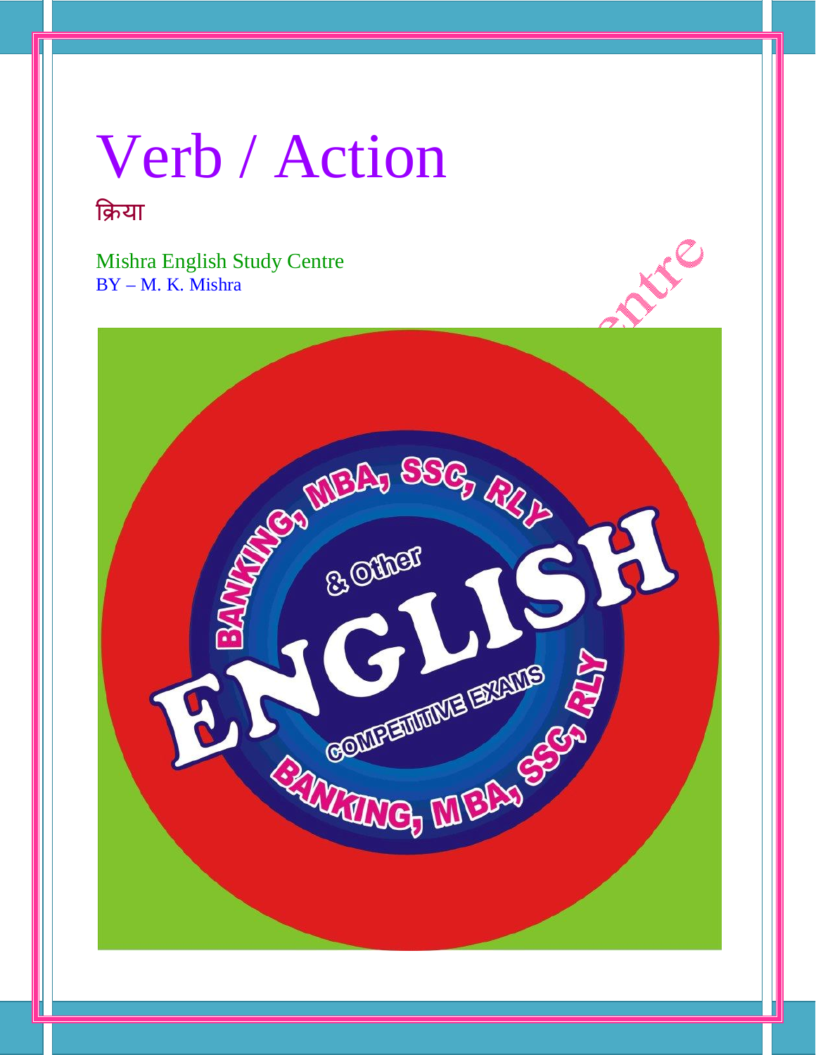# Verb / Action

क्रिया

Mishra English Study Centre

BY – M. K. Mishra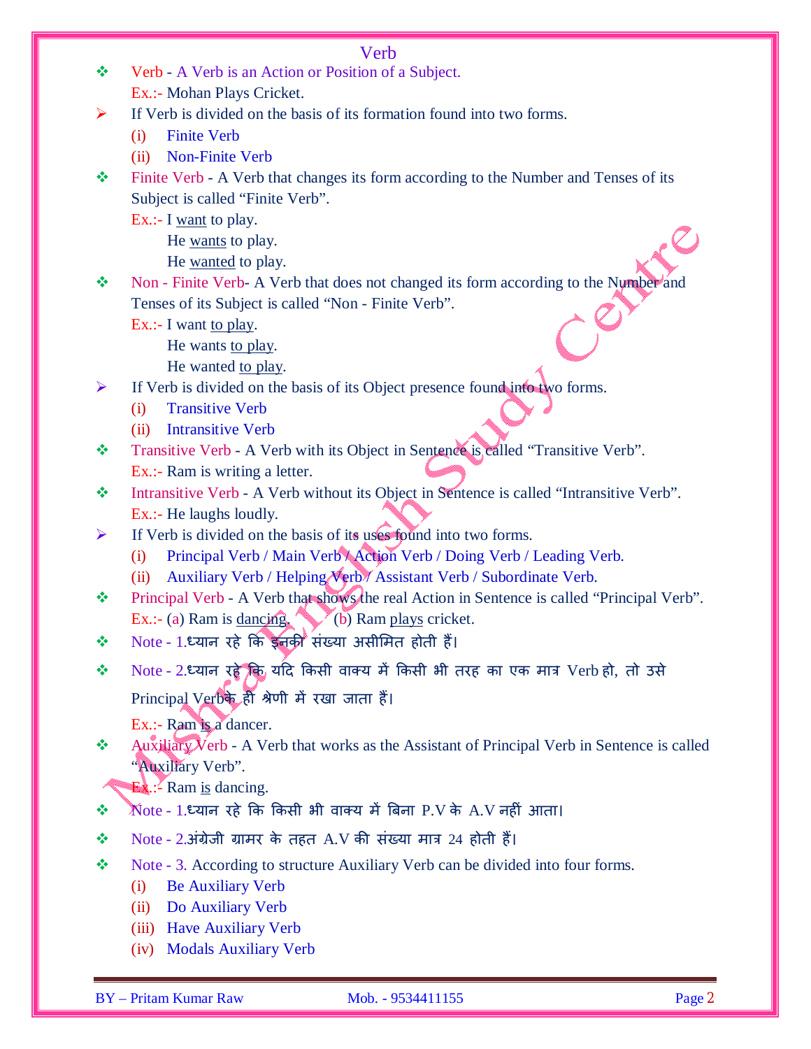# Verb

- **Verb** - A Verb is an Action or Position of a Subject.

  Ex.:- Mohan Plays Cricket.

- If Verb is divided on the basis of its formation found into two forms.
  (i) Finite Verb
  (ii) Non-Finite Verb

- **Finite Verb** - A Verb that changes its form according to the Number and Tenses of its Subject is called "Finite Verb".

  Ex.:- I want to play.
  He wants to play.
  He wanted to play.

- **Non - Finite Verb**- A Verb that does not changed its form according to the Number and Tenses of its Subject is called "Non - Finite Verb".

  Ex.:- I want to play.
  He wants to play.
  He wanted to play.

- If Verb is divided on the basis of its Object presence found into two forms.
  (i) Transitive Verb
  (ii) Intransitive Verb

- **Transitive Verb** - A Verb with its Object in Sentence is called "Transitive Verb".

  Ex.:- Ram is writing a letter.

- **Intransitive Verb** - A Verb without its Object in Sentence is called "Intransitive Verb".

  Ex.:- He laughs loudly.

- If Verb is divided on the basis of its uses found into two forms.
  (i) Principal Verb / Main Verb / Action Verb / Doing Verb / Leading Verb.
  (ii) Auxiliary Verb / Helping Verb / Assistant Verb / Subordinate Verb.

- **Principal Verb** - A Verb that shows the real Action in Sentence is called "Principal Verb".

  Ex.:- (a) Ram is dancing. (b) Ram plays cricket.

- Note - 1.ध्यान रहे कि इनकी संख्या असीमित होती हैं।

- Note - 2.ध्यान रहे कि यदि किसी वाक्य में किसी भी तरह का एक मात्र Verb हो, तो उसे Principal Verb के ही श्रेणी में रखा जाता हैं।

  Ex.:- Ram is a dancer.

- **Auxiliary Verb** - A Verb that works as the Assistant of Principal Verb in Sentence is called "Auxiliary Verb".

  Ex.:- Ram is dancing.

- Note - 1.ध्यान रहे कि किसी भी वाक्य में बिना P.V के A.V नहीं आता।

- Note - 2.अंग्रेजी ग्रामर के तहत A.V की संख्या मात्र 24 होती हैं।

- Note - 3. According to structure Auxiliary Verb can be divided into four forms.
  (i) Be Auxiliary Verb
  (ii) Do Auxiliary Verb
  (iii) Have Auxiliary Verb
  (iv) Modals Auxiliary Verb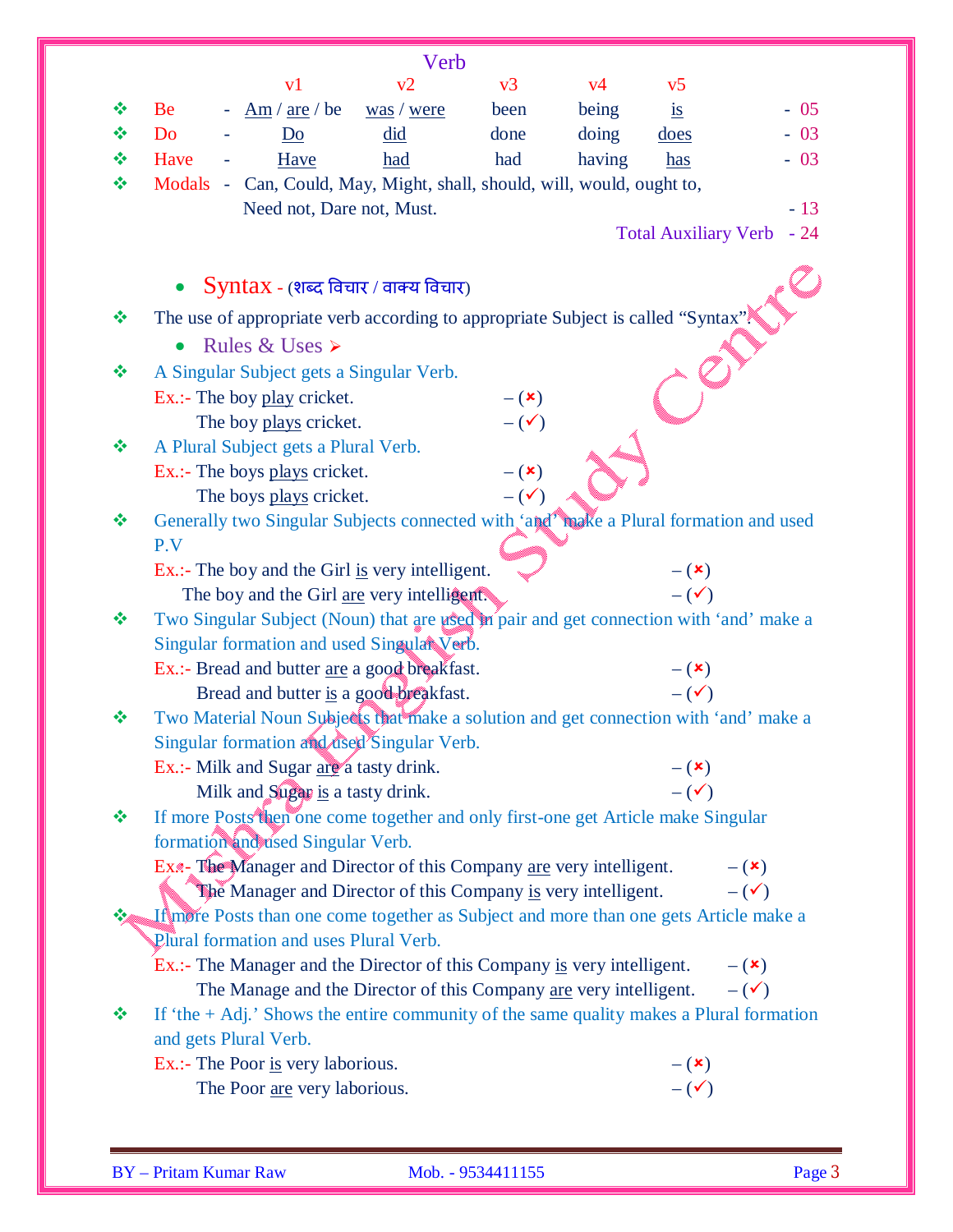## Verb

| | | | v1 | v2 | v3 | v4 | v5 | |
|---|---|---|---|---|---|---|---|---|
| ❖ | Be | - | Am / are / be | was / were | been | being | is | - 05 |
| ❖ | Do | - | Do | did | done | doing | does | - 03 |
| ❖ | Have | - | Have | had | had | having | has | - 03 |

❖ Modals - Can, Could, May, Might, shall, should, will, would, ought to, Need not, Dare not, Must. - 13

Total Auxiliary Verb - 24

- ## Syntax - (शब्द विचार / वाक्य विचार)

❖ The use of appropriate verb according to appropriate Subject is called "Syntax".

- ### Rules & Uses ➢

❖ A Singular Subject gets a Singular Verb.

Ex.:- The boy play cricket. – (✗)
The boy plays cricket. – (✓)

❖ A Plural Subject gets a Plural Verb.

Ex.:- The boys plays cricket. – (✗)
The boys plays cricket. – (✓)

❖ Generally two Singular Subjects connected with 'and' make a Plural formation and used P.V

Ex.:- The boy and the Girl is very intelligent. – (✗)
The boy and the Girl are very intelligent. – (✓)

❖ Two Singular Subject (Noun) that are used in pair and get connection with 'and' make a Singular formation and used Singular Verb.

Ex.:- Bread and butter are a good breakfast. – (✗)
Bread and butter is a good breakfast. – (✓)

❖ Two Material Noun Subjects that make a solution and get connection with 'and' make a Singular formation and used Singular Verb.

Ex.:- Milk and Sugar are a tasty drink. – (✗)
Milk and Sugar is a tasty drink. – (✓)

❖ If more Posts then one come together and only first-one get Article make Singular formation and used Singular Verb.

Ex.:- The Manager and Director of this Company are very intelligent. – (✗)
The Manager and Director of this Company is very intelligent. – (✓)

❖ If more Posts than one come together as Subject and more than one gets Article make a Plural formation and uses Plural Verb.

Ex.:- The Manager and the Director of this Company is very intelligent. – (✗)
The Manage and the Director of this Company are very intelligent. – (✓)

❖ If 'the + Adj.' Shows the entire community of the same quality makes a Plural formation and gets Plural Verb.

Ex.:- The Poor is very laborious. – (✗)
The Poor are very laborious. – (✓)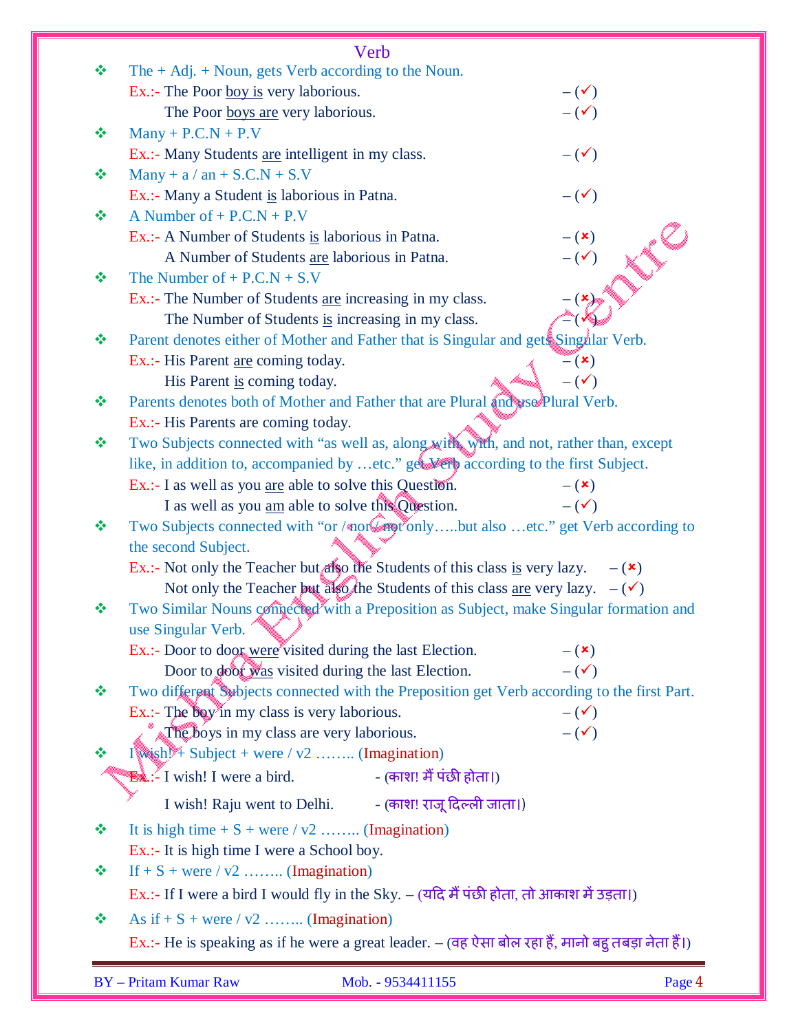# Verb

- The + Adj. + Noun, gets Verb according to the Noun.
  - Ex.:- The Poor boy is very laborious. – (✓)
  - The Poor boys are very laborious. – (✓)
- Many + P.C.N + P.V
  - Ex.:- Many Students are intelligent in my class. – (✓)
- Many + a / an + S.C.N + S.V
  - Ex.:- Many a Student is laborious in Patna. – (✓)
- A Number of + P.C.N + P.V
  - Ex.:- A Number of Students is laborious in Patna. – (×)
  - A Number of Students are laborious in Patna. – (✓)
- The Number of + P.C.N + S.V
  - Ex.:- The Number of Students are increasing in my class. – (×)
  - The Number of Students is increasing in my class. – (✓)
- Parent denotes either of Mother and Father that is Singular and gets Singular Verb.
  - Ex.:- His Parent are coming today. – (×)
  - His Parent is coming today. – (✓)
- Parents denotes both of Mother and Father that are Plural and use Plural Verb.
  - Ex.:- His Parents are coming today.
- Two Subjects connected with "as well as, along with, with, and not, rather than, except like, in addition to, accompanied by …etc." get Verb according to the first Subject.
  - Ex.:- I as well as you are able to solve this Question. – (×)
  - I as well as you am able to solve this Question. – (✓)
- Two Subjects connected with "or / nor / not only…..but also …etc." get Verb according to the second Subject.
  - Ex.:- Not only the Teacher but also the Students of this class is very lazy. – (×)
  - Not only the Teacher but also the Students of this class are very lazy. – (✓)
- Two Similar Nouns connected with a Preposition as Subject, make Singular formation and use Singular Verb.
  - Ex.:- Door to door were visited during the last Election. – (×)
  - Door to door was visited during the last Election. – (✓)
- Two different Subjects connected with the Preposition get Verb according to the first Part.
  - Ex.:- The boy in my class is very laborious. – (✓)
  - The boys in my class are very laborious. – (✓)
- I wish! + Subject + were / v2 …….. (Imagination)
  - Ex.:- I wish! I were a bird. - (काश! मैं पंछी होता।)
  - I wish! Raju went to Delhi. - (काश! राजू दिल्ली जाता।)
- It is high time + S + were / v2 …….. (Imagination)
  - Ex.:- It is high time I were a School boy.
- If + S + were / v2 …….. (Imagination)
  - Ex.:- If I were a bird I would fly in the Sky. – (यदि मैं पंछी होता, तो आकाश में उड़ता।)
- As if + S + were / v2 …….. (Imagination)
  - Ex.:- He is speaking as if he were a great leader. – (वह ऐसा बोल रहा हैं, मानो बहु तबड़ा नेता हैं।)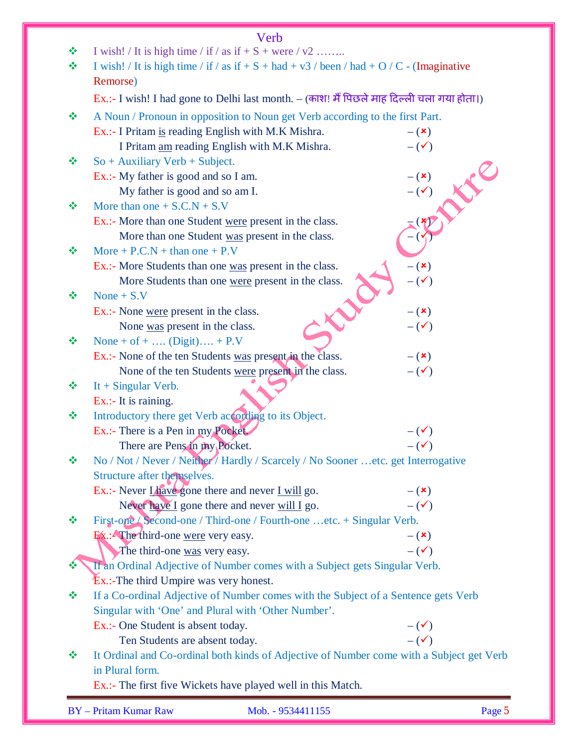## Verb

- I wish! / It is high time / if / as if + S + were / v2 ……..
- I wish! / It is high time / if / as if + S + had + v3 / been / had + O / C - (Imaginative Remorse)

  Ex.:- I wish! I had gone to Delhi last month. – (काश! मैं पिछले माह दिल्ली चला गया होता।)

- A Noun / Pronoun in opposition to Noun get Verb according to the first Part.

  Ex.:- I Pritam is reading English with M.K Mishra. – (✗)

  I Pritam am reading English with M.K Mishra. – (✓)

- So + Auxiliary Verb + Subject.

  Ex.:- My father is good and so I am. – (✗)

  My father is good and so am I. – (✓)

- More than one + S.C.N + S.V

  Ex.:- More than one Student were present in the class. – (✗)

  More than one Student was present in the class. – (✓)

- More + P.C.N + than one + P.V

  Ex.:- More Students than one was present in the class. – (✗)

  More Students than one were present in the class. – (✓)

- None + S.V

  Ex.:- None were present in the class. – (✗)

  None was present in the class. – (✓)

- None + of + …. (Digit)…. + P.V

  Ex.:- None of the ten Students was present in the class. – (✗)

  None of the ten Students were present in the class. – (✓)

- It + Singular Verb.

  Ex.:- It is raining.

- Introductory there get Verb according to its Object.

  Ex.:- There is a Pen in my Pocket. – (✓)

  There are Pens in my Pocket. – (✓)

- No / Not / Never / Neither / Hardly / Scarcely / No Sooner …etc. get Interrogative Structure after themselves.

  Ex.:- Never I have gone there and never I will go. – (✗)

  Never have I gone there and never will I go. – (✓)

- First-one / Second-one / Third-one / Fourth-one …etc. + Singular Verb.

  Ex.:- The third-one were very easy. – (✗)

  The third-one was very easy. – (✓)

- If an Ordinal Adjective of Number comes with a Subject gets Singular Verb.

  Ex.:-The third Umpire was very honest.

- If a Co-ordinal Adjective of Number comes with the Subject of a Sentence gets Verb Singular with 'One' and Plural with 'Other Number'.

  Ex.:- One Student is absent today. – (✓)

  Ten Students are absent today. – (✓)

- It Ordinal and Co-ordinal both kinds of Adjective of Number come with a Subject get Verb in Plural form.

  Ex.:- The first five Wickets have played well in this Match.

BY – Pritam Kumar Raw Mob. - 9534411155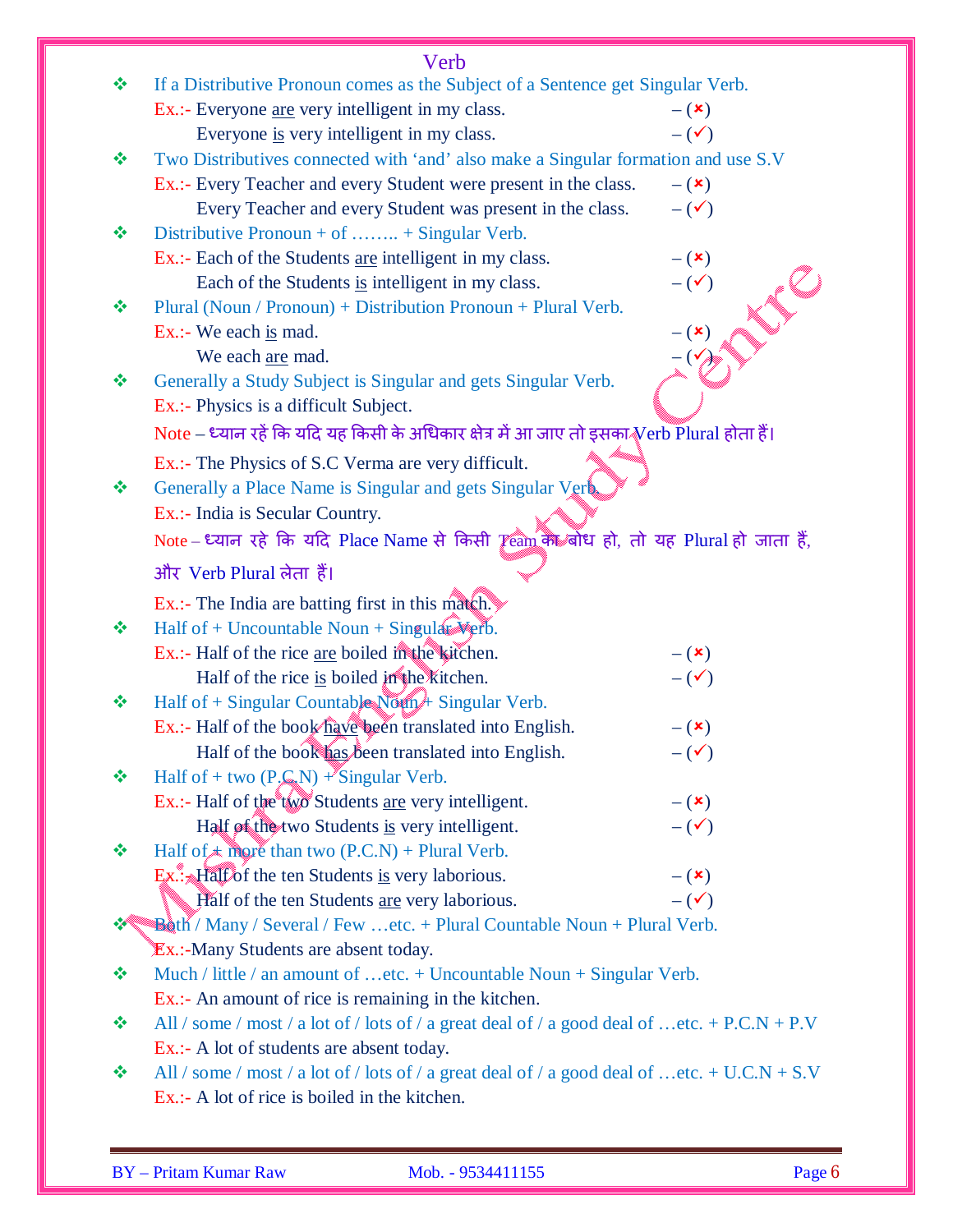# Verb

- If a Distributive Pronoun comes as the Subject of a Sentence get Singular Verb.

  Ex.:- Everyone are very intelligent in my class. – (✗)

  Everyone is very intelligent in my class. – (✓)

- Two Distributives connected with 'and' also make a Singular formation and use S.V

  Ex.:- Every Teacher and every Student were present in the class. – (✗)

  Every Teacher and every Student was present in the class. – (✓)

- Distributive Pronoun + of …….. + Singular Verb.

  Ex.:- Each of the Students are intelligent in my class. – (✗)

  Each of the Students is intelligent in my class. – (✓)

- Plural (Noun / Pronoun) + Distribution Pronoun + Plural Verb.

  Ex.:- We each is mad. – (✗)

  We each are mad. – (✓)

- Generally a Study Subject is Singular and gets Singular Verb.

  Ex.:- Physics is a difficult Subject.

  Note – ध्यान रहें कि यदि यह किसी के अधिकार क्षेत्र में आ जाए तो इसका Verb Plural होता हैं।

  Ex.:- The Physics of S.C Verma are very difficult.

- Generally a Place Name is Singular and gets Singular Verb.

  Ex.:- India is Secular Country.

  Note – ध्यान रहे कि यदि Place Name से किसी Team का बोध हो, तो यह Plural हो जाता हैं, और Verb Plural लेता हैं।

  Ex.:- The India are batting first in this match.

- Half of + Uncountable Noun + Singular Verb.

  Ex.:- Half of the rice are boiled in the kitchen. – (✗)

  Half of the rice is boiled in the kitchen. – (✓)

- Half of + Singular Countable Noun + Singular Verb.

  Ex.:- Half of the book have been translated into English. – (✗)

  Half of the book has been translated into English. – (✓)

- Half of + two (P.C.N) + Singular Verb.

  Ex.:- Half of the two Students are very intelligent. – (✗)

  Half of the two Students is very intelligent. – (✓)

- Half of + more than two (P.C.N) + Plural Verb.

  Ex.:- Half of the ten Students is very laborious. – (✗)

  Half of the ten Students are very laborious. – (✓)

- Both / Many / Several / Few …etc. + Plural Countable Noun + Plural Verb.

  Ex.:-Many Students are absent today.

- Much / little / an amount of …etc. + Uncountable Noun + Singular Verb.

  Ex.:- An amount of rice is remaining in the kitchen.

- All / some / most / a lot of / lots of / a great deal of / a good deal of …etc. + P.C.N + P.V

  Ex.:- A lot of students are absent today.

- All / some / most / a lot of / lots of / a great deal of / a good deal of …etc. + U.C.N + S.V

  Ex.:- A lot of rice is boiled in the kitchen.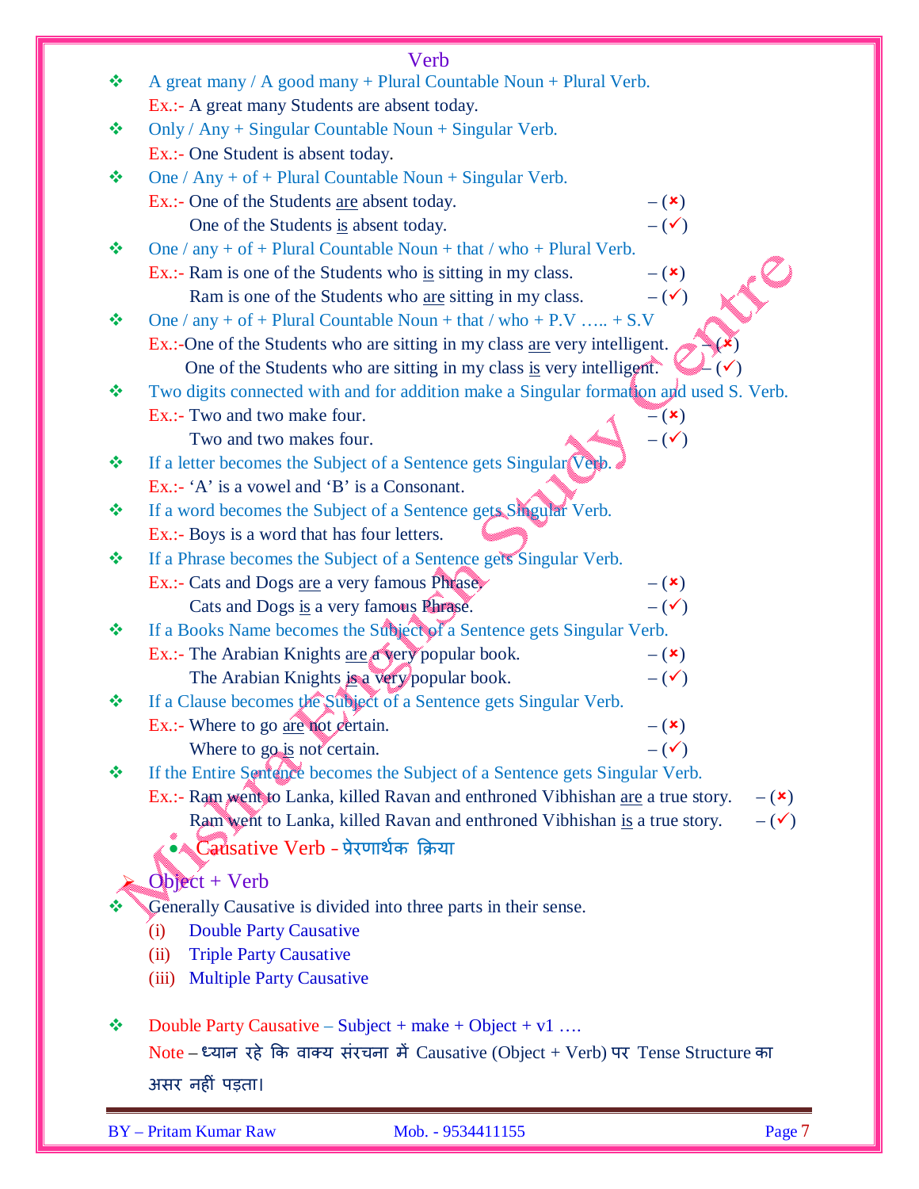# Verb

- A great many / A good many + Plural Countable Noun + Plural Verb.

  Ex.:- A great many Students are absent today.

- Only / Any + Singular Countable Noun + Singular Verb.

  Ex.:- One Student is absent today.

- One / Any + of + Plural Countable Noun + Singular Verb.

  Ex.:- One of the Students <u>are</u> absent today. – (✗)

  One of the Students <u>is</u> absent today. – (✓)

- One / any + of + Plural Countable Noun + that / who + Plural Verb.

  Ex.:- Ram is one of the Students who <u>is</u> sitting in my class. – (✗)

  Ram is one of the Students who <u>are</u> sitting in my class. – (✓)

- One / any + of + Plural Countable Noun + that / who + P.V ….. + S.V

  Ex.:-One of the Students who are sitting in my class <u>are</u> very intelligent. – (✗)

  One of the Students who are sitting in my class <u>is</u> very intelligent. – (✓)

- Two digits connected with and for addition make a Singular formation and used S. Verb.

  Ex.:- Two and two make four. – (✗)

  Two and two makes four. – (✓)

- If a letter becomes the Subject of a Sentence gets Singular Verb.

  Ex.:- 'A' is a vowel and 'B' is a Consonant.

- If a word becomes the Subject of a Sentence gets Singular Verb.

  Ex.:- Boys is a word that has four letters.

- If a Phrase becomes the Subject of a Sentence gets Singular Verb.

  Ex.:- Cats and Dogs <u>are</u> a very famous Phrase. – (✗)

  Cats and Dogs <u>is</u> a very famous Phrase. – (✓)

- If a Books Name becomes the Subject of a Sentence gets Singular Verb.

  Ex.:- The Arabian Knights <u>are</u> a very popular book. – (✗)

  The Arabian Knights <u>is</u> a very popular book. – (✓)

- If a Clause becomes the Subject of a Sentence gets Singular Verb.

  Ex.:- Where to go <u>are</u> not certain. – (✗)

  Where to go <u>is</u> not certain. – (✓)

- If the Entire Sentence becomes the Subject of a Sentence gets Singular Verb.

  Ex.:- Ram went to Lanka, killed Ravan and enthroned Vibhishan <u>are</u> a true story. – (✗)

  Ram went to Lanka, killed Ravan and enthroned Vibhishan <u>is</u> a true story. – (✓)

## Causative Verb – प्रेरणार्थक क्रिया

- Object + Verb

- Generally Causative is divided into three parts in their sense.
  - (i) Double Party Causative
  - (ii) Triple Party Causative
  - (iii) Multiple Party Causative

- Double Party Causative – Subject + make + Object + v1 ….

  Note – ध्यान रहे कि वाक्य संरचना में Causative (Object + Verb) पर Tense Structure का असर नहीं पड़ता।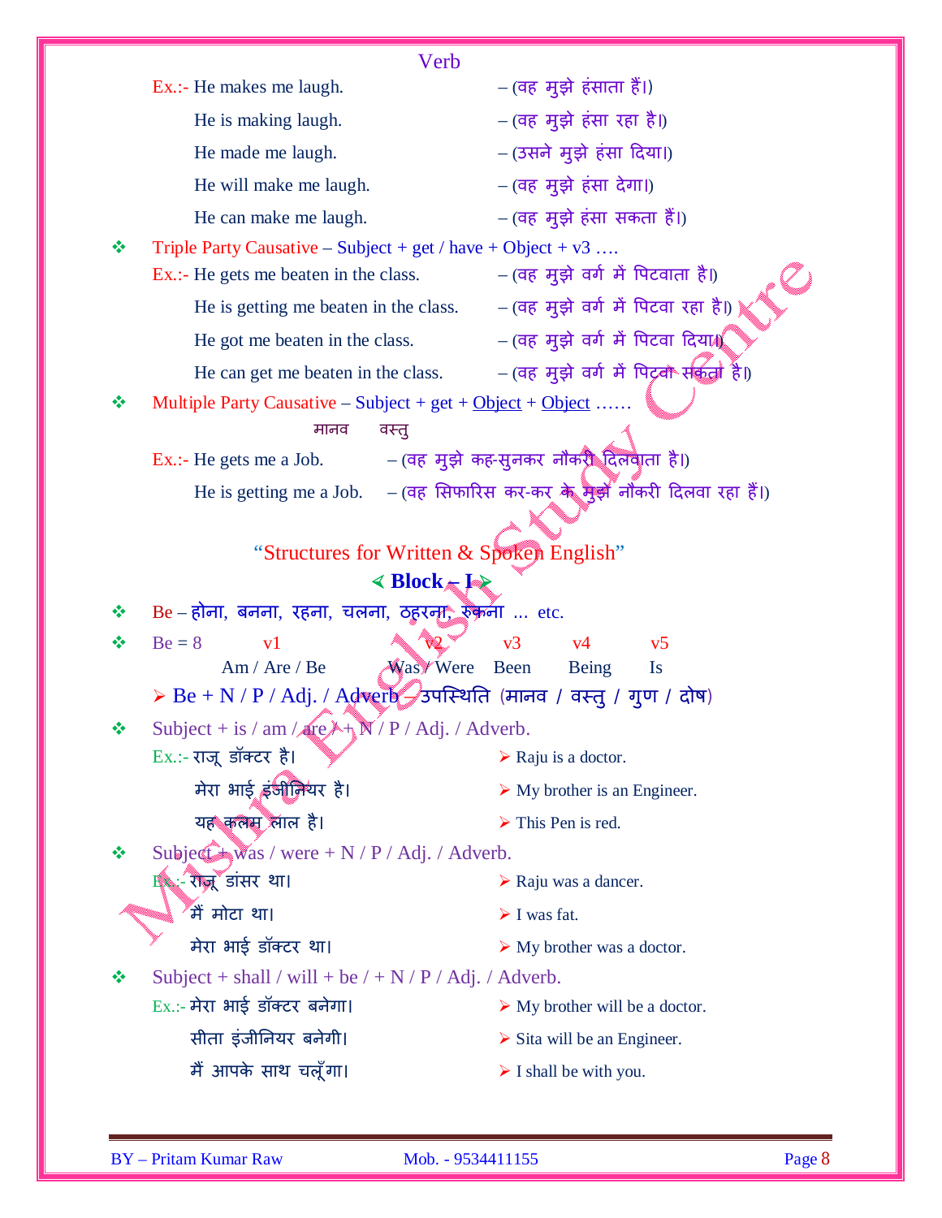Verb

Ex.:- He makes me laugh. – (वह मुझे हंसाता हैं।)

He is making laugh. – (वह मुझे हंसा रहा है।)

He made me laugh. – (उसने मुझे हंसा दिया।)

He will make me laugh. – (वह मुझे हंसा देगा।)

He can make me laugh. – (वह मुझे हंसा सकता हैं।)

❖ Triple Party Causative – Subject + get / have + Object + v3 ….

Ex.:- He gets me beaten in the class. – (वह मुझे वर्ग में पिटवाता है।)

He is getting me beaten in the class. – (वह मुझे वर्ग में पिटवा रहा है।)

He got me beaten in the class. – (वह मुझे वर्ग में पिटवा दिया।)

He can get me beaten in the class. – (वह मुझे वर्ग में पिटवा सकता है।)

❖ Multiple Party Causative – Subject + get + Object + Object ……
(मानव) (वस्तु)

Ex.:- He gets me a Job. – (वह मुझे कह-सुनकर नौकरी दिलवाता है।)

He is getting me a Job. – (वह सिफारिस कर-कर के मुझे नौकरी दिलवा रहा हैं।)

## "Structures for Written & Spoken English"

### ⋖ Block – I ⋗

❖ Be – होना, बनना, रहना, चलना, ठहरना, रुकना … etc.

❖ Be = 8

| v1 | v2 | v3 | v4 | v5 |
|---|---|---|---|---|
| Am / Are / Be | Was / Were | Been | Being | Is |

➢ Be + N / P / Adj. / Adverb – उपस्थिति (मानव / वस्तु / गुण / दोष)

❖ Subject + is / am / are / + N / P / Adj. / Adverb.

Ex.:- राजू डॉक्टर है। ➢ Raju is a doctor.

मेरा भाई इंजीनियर है। ➢ My brother is an Engineer.

यह कलम लाल है। ➢ This Pen is red.

❖ Subject + was / were + N / P / Adj. / Adverb.

Ex.:- राजू डांसर था। ➢ Raju was a dancer.

मैं मोटा था। ➢ I was fat.

मेरा भाई डॉक्टर था। ➢ My brother was a doctor.

❖ Subject + shall / will + be / + N / P / Adj. / Adverb.

Ex.:- मेरा भाई डॉक्टर बनेगा। ➢ My brother will be a doctor.

सीता इंजीनियर बनेगी। ➢ Sita will be an Engineer.

मैं आपके साथ चलूँगा। ➢ I shall be with you.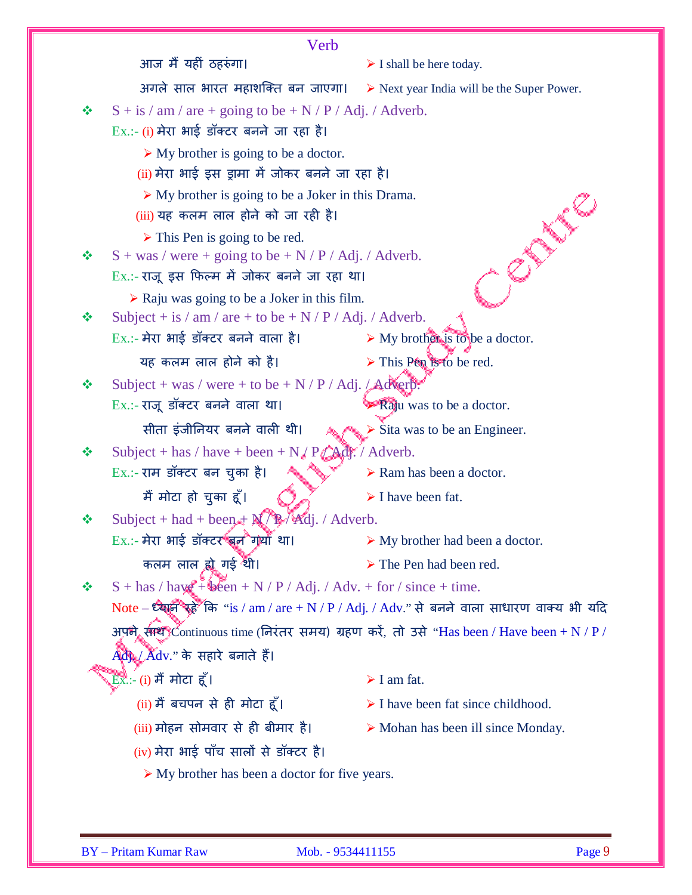## Verb

आज मैं यहीं ठहरुंगा। ➤ I shall be here today.

अगले साल भारत महाशक्ति बन जाएगा। ➤ Next year India will be the Super Power.

❖ S + is / am / are + going to be + N / P / Adj. / Adverb.

Ex.:- (i) मेरा भाई डॉक्टर बनने जा रहा है।

➤ My brother is going to be a doctor.

(ii) मेरा भाई इस ड्रामा में जोकर बनने जा रहा है।

➤ My brother is going to be a Joker in this Drama.

(iii) यह कलम लाल होने को जा रही है।

➤ This Pen is going to be red.

❖ S + was / were + going to be + N / P / Adj. / Adverb.

Ex.:- राजू इस फिल्म में जोकर बनने जा रहा था।

➤ Raju was going to be a Joker in this film.

❖ Subject + is / am / are + to be + N / P / Adj. / Adverb.

Ex.:- मेरा भाई डॉक्टर बनने वाला है। ➤ My brother is to be a doctor.

यह कलम लाल होने को है। ➤ This Pen is to be red.

❖ Subject + was / were + to be + N / P / Adj. / Adverb.

Ex.:- राजू डॉक्टर बनने वाला था। ➤ Raju was to be a doctor.

सीता इंजीनियर बनने वाली थी। ➤ Sita was to be an Engineer.

❖ Subject + has / have + been + N / P / Adj. / Adverb.

Ex.:- राम डॉक्टर बन चुका है। ➤ Ram has been a doctor.

मैं मोटा हो चुका हूँ। ➤ I have been fat.

❖ Subject + had + been + N / P / Adj. / Adverb.

Ex.:- मेरा भाई डॉक्टर बन गया था। ➤ My brother had been a doctor.

कलम लाल हो गई थी। ➤ The Pen had been red.

❖ S + has / have + been + N / P / Adj. / Adv. + for / since + time.

Note – ध्यान रहे कि "is / am / are + N / P / Adj. / Adv." से बनने वाला साधारण वाक्य भी यदि अपने साथ Continuous time (निरंतर समय) ग्रहण करें, तो उसे "Has been / Have been + N / P / Adj. / Adv." के सहारे बनाते हैं।

Ex.:- (i) मैं मोटा हूँ। ➤ I am fat.

(ii) मैं बचपन से ही मोटा हूँ। ➤ I have been fat since childhood.

(iii) मोहन सोमवार से ही बीमार है। ➤ Mohan has been ill since Monday.

(iv) मेरा भाई पाँच सालों से डॉक्टर है।

➤ My brother has been a doctor for five years.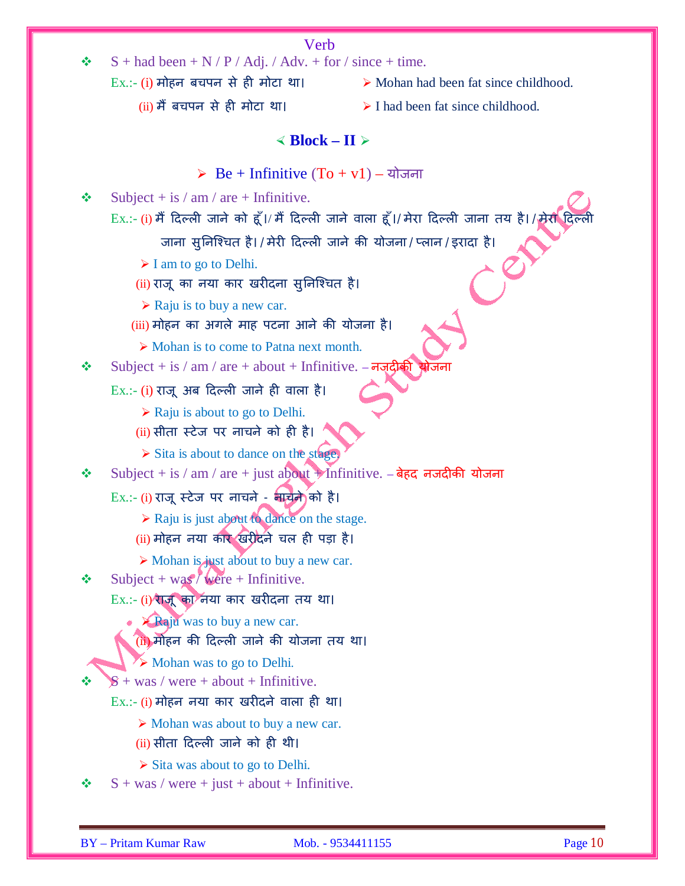Verb

- S + had been + N / P / Adj. / Adv. + for / since + time.

  Ex.:- (i) मोहन बचपन से ही मोटा था। ➢ Mohan had been fat since childhood.

  (ii) मैं बचपन से ही मोटा था। ➢ I had been fat since childhood.

## ≺ Block – II ≻

### ➢ Be + Infinitive (To + v1) – योजना

- Subject + is / am / are + Infinitive.

  Ex.:- (i) मैं दिल्ली जाने को हूँ।/ मैं दिल्ली जाने वाला हूँ।/ मेरा दिल्ली जाना तय है।/ मेरा दिल्ली जाना सुनिश्चित है।/ मेरी दिल्ली जाने की योजना/ प्लान/ इरादा है।

  ➢ I am to go to Delhi.

  (ii) राजू का नया कार खरीदना सुनिश्चित है।

  ➢ Raju is to buy a new car.

  (iii) मोहन का अगले माह पटना आने की योजना है।

  ➢ Mohan is to come to Patna next month.

- Subject + is / am / are + about + Infinitive. – नजदीकी योजना

  Ex.:- (i) राजू अब दिल्ली जाने ही वाला है।

  ➢ Raju is about to go to Delhi.

  (ii) सीता स्टेज पर नाचने को ही है।

  ➢ Sita is about to dance on the stage.

- Subject + is / am / are + just about + Infinitive. – बेहद नजदीकी योजना

  Ex.:- (i) राजू स्टेज पर नाचने - नाचने को है।

  ➢ Raju is just about to dance on the stage.

  (ii) मोहन नया कार खरीदने चल ही पड़ा है।

  ➢ Mohan is just about to buy a new car.

- Subject + was / were + Infinitive.

  Ex.:- (i) राजू का नया कार खरीदना तय था।

  ➢ Raju was to buy a new car.

  (ii) मोहन की दिल्ली जाने की योजना तय था।

  ➢ Mohan was to go to Delhi.

- S + was / were + about + Infinitive.

  Ex.:- (i) मोहन नया कार खरीदने वाला ही था।

  ➢ Mohan was about to buy a new car.

  (ii) सीता दिल्ली जाने को ही थी।

  ➢ Sita was about to go to Delhi.

- S + was / were + just + about + Infinitive.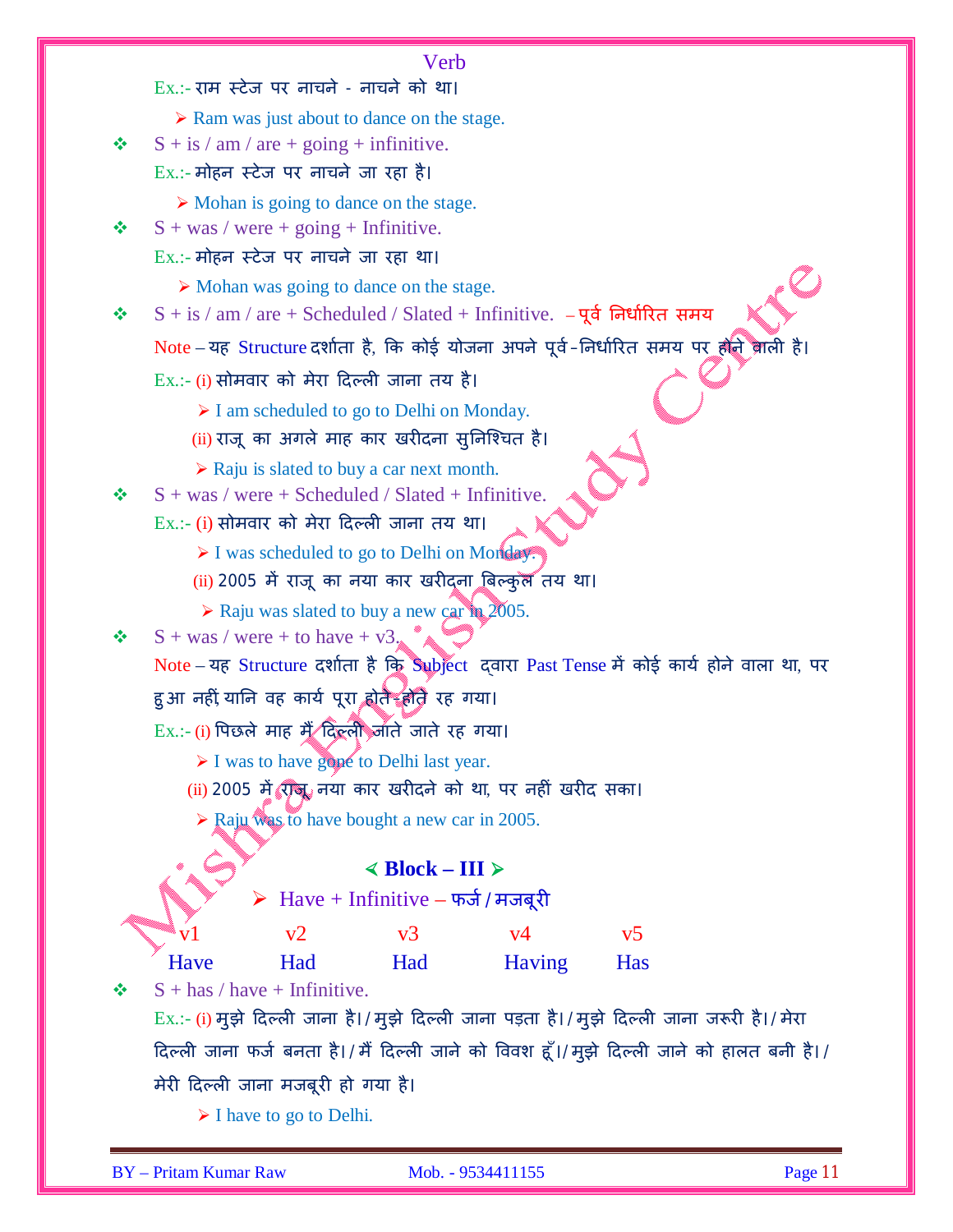Ex.:- राम स्टेज पर नाचने - नाचने को था।

- Ram was just about to dance on the stage.

❖ S + is / am / are + going + infinitive.

Ex.:- मोहन स्टेज पर नाचने जा रहा है।

- Mohan is going to dance on the stage.

❖ S + was / were + going + Infinitive.

Ex.:- मोहन स्टेज पर नाचने जा रहा था।

- Mohan was going to dance on the stage.

❖ S + is / am / are + Scheduled / Slated + Infinitive. – पूर्व निर्धारित समय

Note – यह Structure दर्शाता है, कि कोई योजना अपने पूर्व-निर्धारित समय पर होने वाली है।

Ex.:- (i) सोमवार को मेरा दिल्ली जाना तय है।

- I am scheduled to go to Delhi on Monday.

(ii) राजू का अगले माह कार खरीदना सुनिश्चित है।

- Raju is slated to buy a car next month.

❖ S + was / were + Scheduled / Slated + Infinitive.

Ex.:- (i) सोमवार को मेरा दिल्ली जाना तय था।

- I was scheduled to go to Delhi on Monday.

(ii) 2005 में राजू का नया कार खरीदना बिल्कुल तय था।

- Raju was slated to buy a new car in 2005.

❖ S + was / were + to have + v3.

Note – यह Structure दर्शाता है कि Subject द्वारा Past Tense में कोई कार्य होने वाला था, पर हुआ नहीं यानि वह कार्य पूरा होते-होते रह गया।

Ex.:- (i) पिछले माह मैं दिल्ली जाते जाते रह गया।

- I was to have gone to Delhi last year.

(ii) 2005 में राजू नया कार खरीदने को था, पर नहीं खरीद सका।

- Raju was to have bought a new car in 2005.

## ≺ Block – III ≻

- Have + Infinitive – फर्ज / मजबूरी

| v1 | v2 | v3 | v4 | v5 |
|---|---|---|---|---|
| Have | Had | Had | Having | Has |

❖ S + has / have + Infinitive.

Ex.:- (i) मुझे दिल्ली जाना है। / मुझे दिल्ली जाना पड़ता है। / मुझे दिल्ली जाना जरूरी है। / मेरा दिल्ली जाना फर्ज बनता है। / मैं दिल्ली जाने को विवश हूँ। / मुझे दिल्ली जाने को हालत बनी है। / मेरी दिल्ली जाना मजबूरी हो गया है।

- I have to go to Delhi.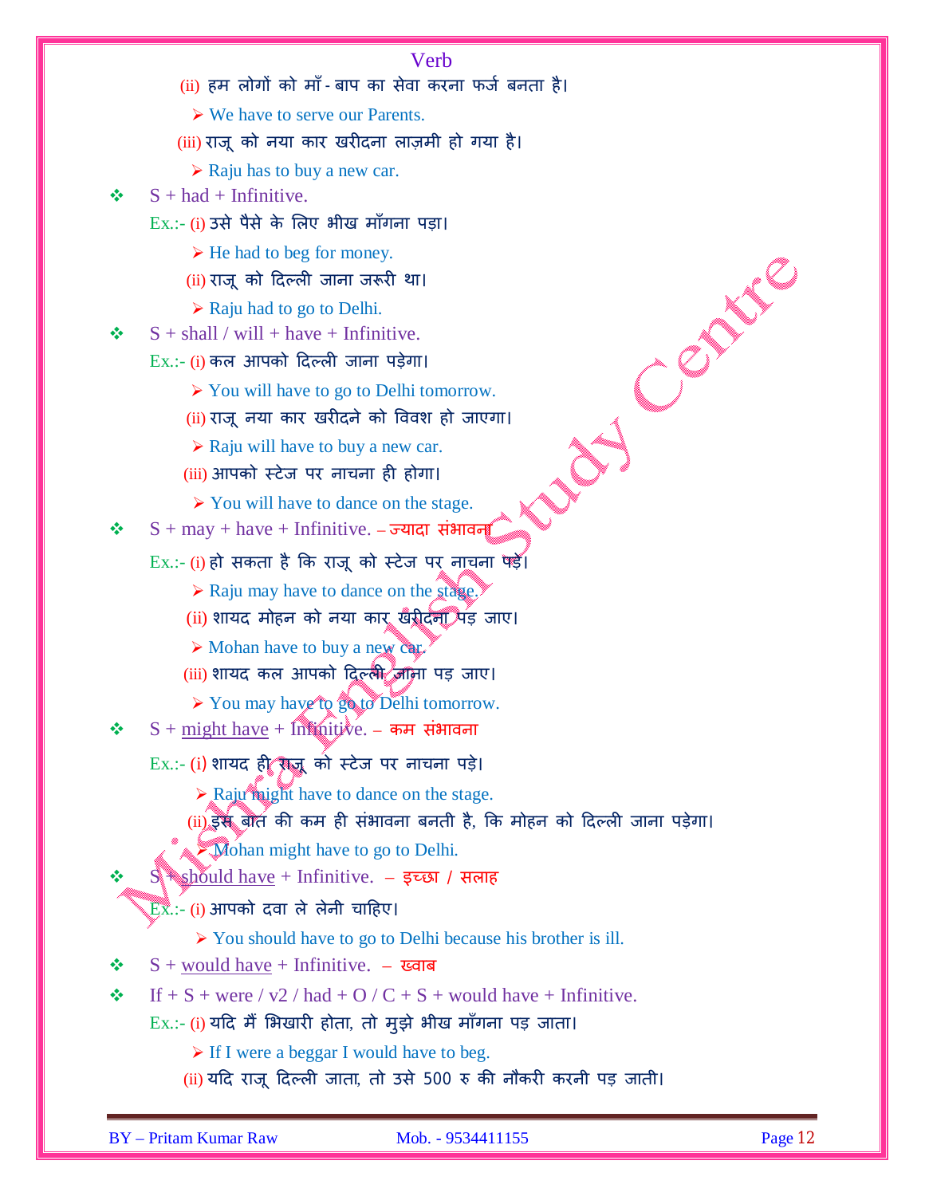(ii) हम लोगों को माँ - बाप का सेवा करना फर्ज बनता है।

- We have to serve our Parents.

(iii) राजू को नया कार खरीदना लाज़मी हो गया है।

- Raju has to buy a new car.

❖ S + had + Infinitive.

Ex.:- (i) उसे पैसे के लिए भीख माँगना पड़ा।

- He had to beg for money.

(ii) राजू को दिल्ली जाना जरूरी था।

- Raju had to go to Delhi.

❖ S + shall / will + have + Infinitive.

Ex.:- (i) कल आपको दिल्ली जाना पड़ेगा।

- You will have to go to Delhi tomorrow.

(ii) राजू नया कार खरीदने को विवश हो जाएगा।

- Raju will have to buy a new car.

(iii) आपको स्टेज पर नाचना ही होगा।

- You will have to dance on the stage.

❖ S + may + have + Infinitive. – ज्यादा संभावना

Ex.:- (i) हो सकता है कि राजू को स्टेज पर नाचना पड़े।

- Raju may have to dance on the stage.

(ii) शायद मोहन को नया कार खरीदना पड़ जाए।

- Mohan have to buy a new car.

(iii) शायद कल आपको दिल्ली जाना पड़ जाए।

- You may have to go to Delhi tomorrow.

❖ S + might have + Infinitive. – कम संभावना

Ex.:- (i) शायद ही राजू को स्टेज पर नाचना पड़े।

- Raju might have to dance on the stage.

(ii) इस बात की कम ही संभावना बनती है, कि मोहन को दिल्ली जाना पड़ेगा।

- Mohan might have to go to Delhi.

❖ S + should have + Infinitive. – इच्छा / सलाह

Ex.:- (i) आपको दवा ले लेनी चाहिए।

- You should have to go to Delhi because his brother is ill.

❖ S + would have + Infinitive. – ख्वाब

❖ If + S + were / v2 / had + O / C + S + would have + Infinitive.

Ex.:- (i) यदि मैं भिखारी होता, तो मुझे भीख माँगना पड़ जाता।

- If I were a beggar I would have to beg.

(ii) यदि राजू दिल्ली जाता, तो उसे 500 रु की नौकरी करनी पड़ जाती।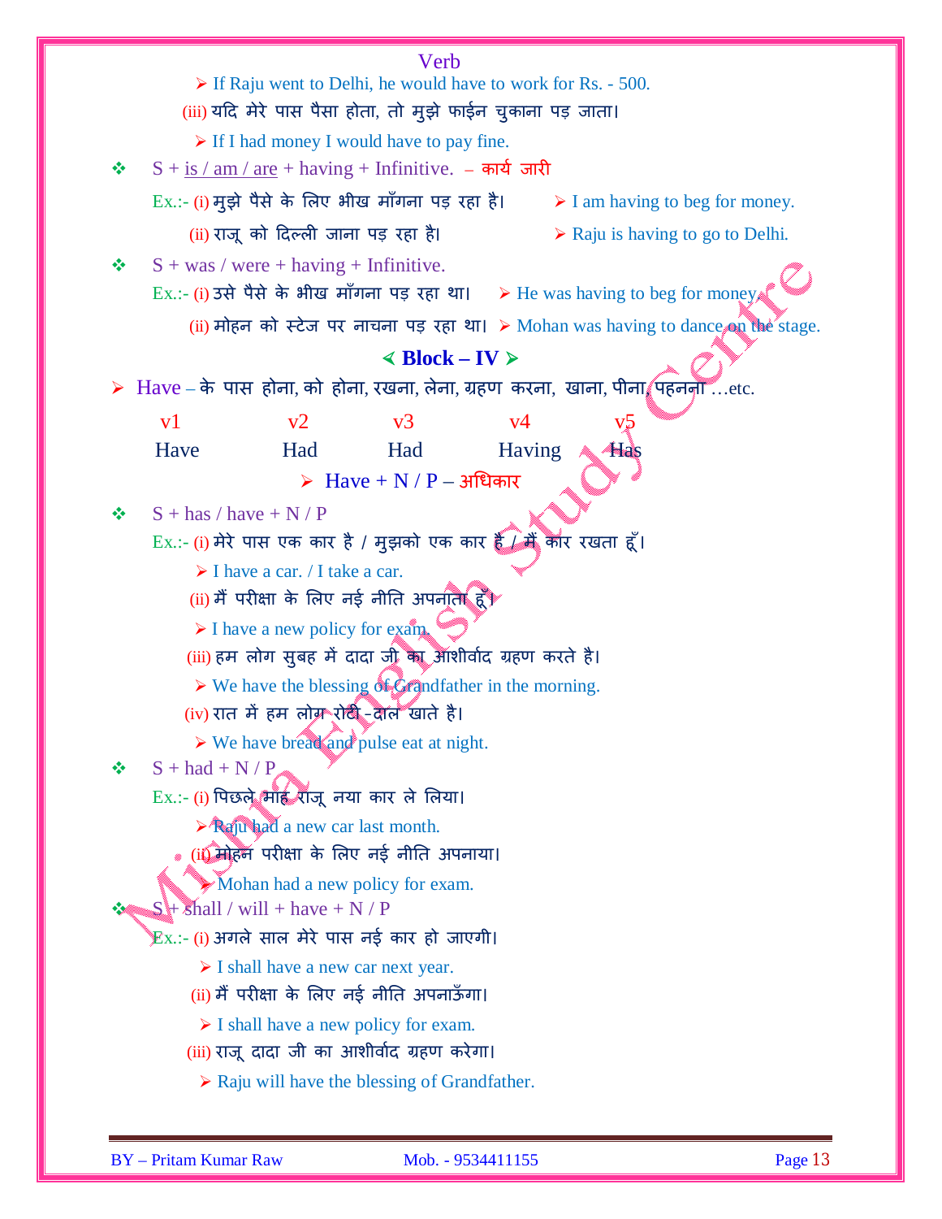Verb

- If Raju went to Delhi, he would have to work for Rs. - 500.

(iii) यदि मेरे पास पैसा होता, तो मुझे फाईन चुकाना पड़ जाता।

- If I had money I would have to pay fine.

❖ S + is / am / are + having + Infinitive. – कार्य जारी

Ex.:- (i) मुझे पैसे के लिए भीख माँगना पड़ रहा है। ➢ I am having to beg for money.

(ii) राजू को दिल्ली जाना पड़ रहा है। ➢ Raju is having to go to Delhi.

❖ S + was / were + having + Infinitive.

Ex.:- (i) उसे पैसे के भीख माँगना पड़ रहा था। ➢ He was having to beg for money.

(ii) मोहन को स्टेज पर नाचना पड़ रहा था। ➢ Mohan was having to dance on the stage.

## ⪻ Block – IV ⪼

➢ Have – के पास होना, को होना, रखना, लेना, ग्रहण करना, खाना, पीना, पहनना …etc.

| v1 | v2 | v3 | v4 | v5 |
|---|---|---|---|---|
| Have | Had | Had | Having | Has |

### ➢ Have + N / P – अधिकार

❖ S + has / have + N / P

Ex.:- (i) मेरे पास एक कार है / मुझको एक कार है / मैं कार रखता हूँ।

- I have a car. / I take a car.

(ii) मैं परीक्षा के लिए नई नीति अपनाता हूँ।

- I have a new policy for exam.

(iii) हम लोग सुबह में दादा जी का आशीर्वाद ग्रहण करते है।

- We have the blessing of Grandfather in the morning.

(iv) रात में हम लोग रोटी-दाल खाते है।

- We have bread and pulse eat at night.

❖ S + had + N / P

Ex.:- (i) पिछले माह राजू नया कार ले लिया।

- Raju had a new car last month.

(ii) मोहन परीक्षा के लिए नई नीति अपनाया।

- Mohan had a new policy for exam.

❖ S + shall / will + have + N / P

Ex.:- (i) अगले साल मेरे पास नई कार हो जाएगी।

- I shall have a new car next year.

(ii) मैं परीक्षा के लिए नई नीति अपनाऊँगा।

- I shall have a new policy for exam.

(iii) राजू दादा जी का आशीर्वाद ग्रहण करेगा।

- Raju will have the blessing of Grandfather.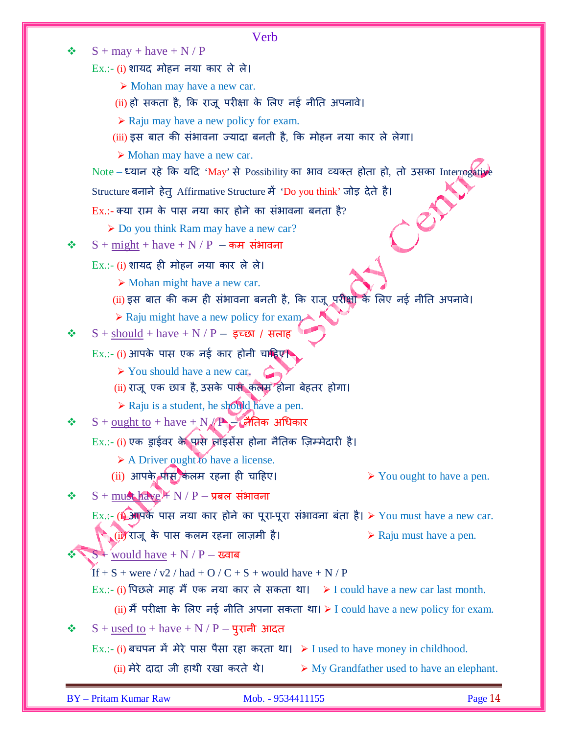# Verb

❖ S + may + have + N / P

Ex.:- (i) शायद मोहन नया कार ले ले।

➢ Mohan may have a new car.

(ii) हो सकता है, कि राजू परीक्षा के लिए नई नीति अपनावे।

➢ Raju may have a new policy for exam.

(iii) इस बात की संभावना ज्यादा बनती है, कि मोहन नया कार ले लेगा।

➢ Mohan may have a new car.

Note – ध्यान रहे कि यदि 'May' से Possibility का भाव व्यक्त होता हो, तो उसका Interrogative Structure बनाने हेतु Affirmative Structure में 'Do you think' जोड़ देते है।

Ex.:- क्या राम के पास नया कार होने का संभावना बनता है?

➢ Do you think Ram may have a new car?

❖ S + might + have + N / P – कम संभावना

Ex.:- (i) शायद ही मोहन नया कार ले ले।

➢ Mohan might have a new car.

(ii) इस बात की कम ही संभावना बनती है, कि राजू परीक्षा के लिए नई नीति अपनावे।

➢ Raju might have a new policy for exam.

❖ S + should + have + N / P – इच्छा / सलाह

Ex.:- (i) आपके पास एक नई कार होनी चाहिए।

➢ You should have a new car.

(ii) राजू एक छात्र है, उसके पास कलम होना बेहतर होगा।

➢ Raju is a student, he should have a pen.

❖ S + ought to + have + N / P – नैतिक अधिकार

Ex.:- (i) एक ड्राईवर के पास लाइसेंस होना नैतिक ज़िम्मेदारी है।

➢ A Driver ought to have a license.

(ii) आपके पास कलम रहना ही चाहिए। ➢ You ought to have a pen.

❖ S + must have + N / P – प्रबल संभावना

Ex.:- (i) आपके पास नया कार होने का पूरा-पूरा संभावना बंता है। ➢ You must have a new car.

(ii) राजू के पास कलम रहना लाज़मी है। ➢ Raju must have a pen.

❖ S + would have + N / P – ख्वाब

If + S + were / v2 / had + O / C + S + would have + N / P

Ex.:- (i) पिछले माह मैं एक नया कार ले सकता था। ➢ I could have a new car last month.

(ii) मैं परीक्षा के लिए नई नीति अपना सकता था। ➢ I could have a new policy for exam.

❖ S + used to + have + N / P – पुरानी आदत

Ex.:- (i) बचपन में मेरे पास पैसा रहा करता था। ➢ I used to have money in childhood.

(ii) मेरे दादा जी हाथी रखा करते थे। ➢ My Grandfather used to have an elephant.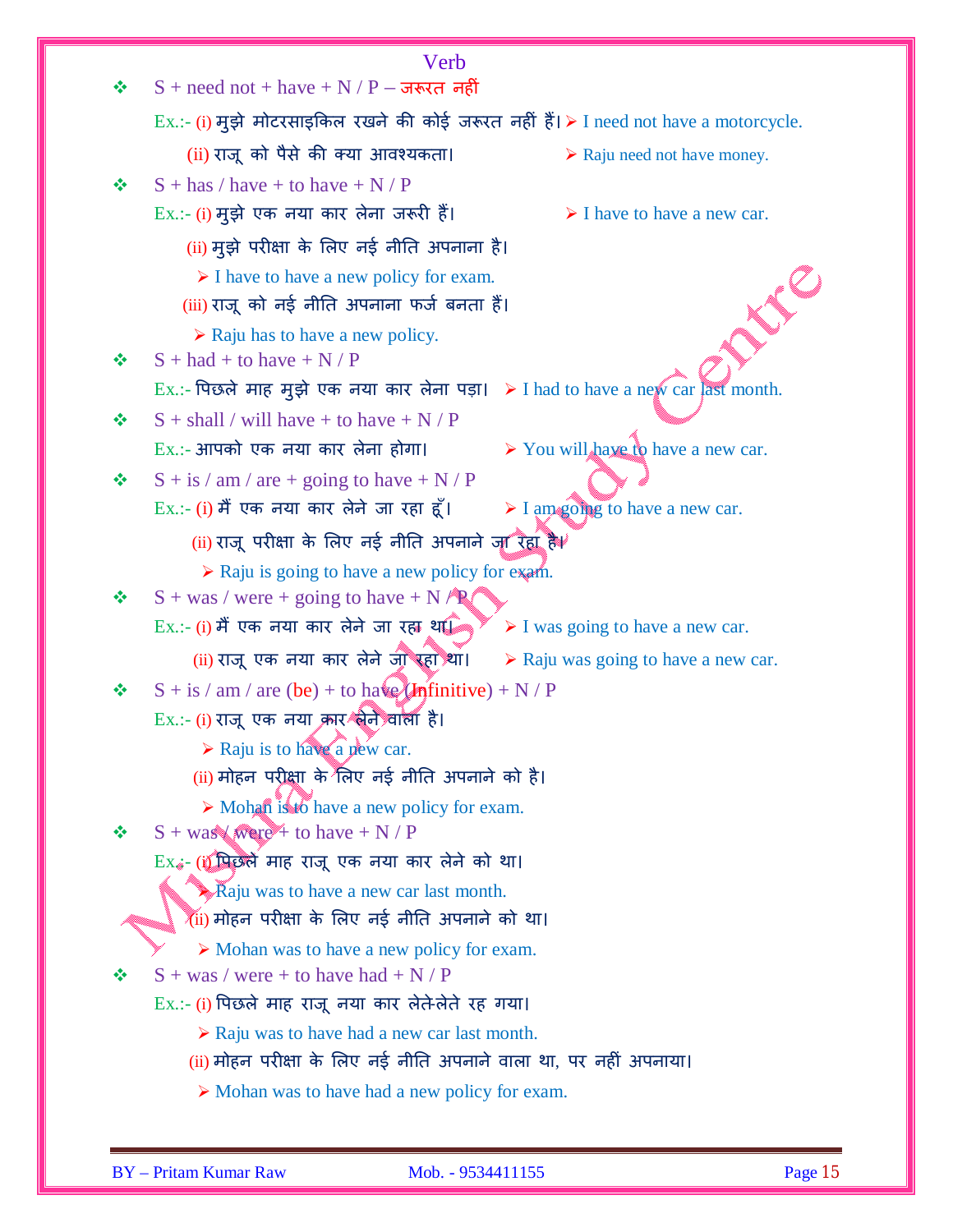## Verb

❖ S + need not + have + N / P – जरूरत नहीं

Ex.:- (i) मुझे मोटरसाइकिल रखने की कोई जरूरत नहीं हैं। ➢ I need not have a motorcycle.

(ii) राजू को पैसे की क्या आवश्यकता। ➢ Raju need not have money.

❖ S + has / have + to have + N / P

Ex.:- (i) मुझे एक नया कार लेना जरूरी हैं। ➢ I have to have a new car.

(ii) मुझे परीक्षा के लिए नई नीति अपनाना है।

➢ I have to have a new policy for exam.

(iii) राजू को नई नीति अपनाना फर्ज बनता हैं।

➢ Raju has to have a new policy.

❖ S + had + to have + N / P

Ex.:- पिछले माह मुझे एक नया कार लेना पड़ा। ➢ I had to have a new car last month.

❖ S + shall / will have + to have + N / P

Ex.:- आपको एक नया कार लेना होगा। ➢ You will have to have a new car.

❖ S + is / am / are + going to have + N / P

Ex.:- (i) मैं एक नया कार लेने जा रहा हूँ। ➢ I am going to have a new car.

(ii) राजू परीक्षा के लिए नई नीति अपनाने जा रहा है।

➢ Raju is going to have a new policy for exam.

❖ S + was / were + going to have + N / P

Ex.:- (i) मैं एक नया कार लेने जा रहा था। ➢ I was going to have a new car.

(ii) राजू एक नया कार लेने जा रहा था। ➢ Raju was going to have a new car.

❖ S + is / am / are (be) + to have (Infinitive) + N / P

Ex.:- (i) राजू एक नया कार लेने वाला है।

➢ Raju is to have a new car.

(ii) मोहन परीक्षा के लिए नई नीति अपनाने को है।

➢ Mohan is to have a new policy for exam.

❖ S + was / were + to have + N / P

Ex.:- (i) पिछले माह राजू एक नया कार लेने को था।

➢ Raju was to have a new car last month.

(ii) मोहन परीक्षा के लिए नई नीति अपनाने को था।

➢ Mohan was to have a new policy for exam.

❖ S + was / were + to have had + N / P

Ex.:- (i) पिछले माह राजू नया कार लेते-लेते रह गया।

➢ Raju was to have had a new car last month.

(ii) मोहन परीक्षा के लिए नई नीति अपनाने वाला था, पर नहीं अपनाया।

➢ Mohan was to have had a new policy for exam.

BY – Pritam Kumar Raw Mob. - 9534411155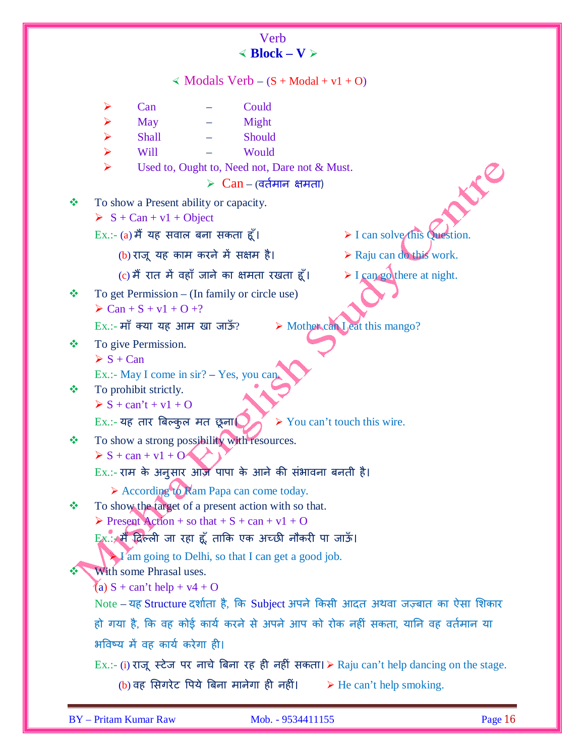# Verb

## ≺ Block – V ≻

### ≺ Modals Verb – (S + Modal + v1 + O)

- Can – Could
- May – Might
- Shall – Should
- Will – Would
- Used to, Ought to, Need not, Dare not & Must.

### ➢ Can – (वर्तमान क्षमता)

❖ To show a Present ability or capacity.

➢ S + Can + v1 + Object

Ex.:- (a) मैं यह सवाल बना सकता हूँ। ➢ I can solve this Question.

(b) राजू यह काम करने में सक्षम है। ➢ Raju can do this work.

(c) मैं रात में वहाँ जाने का क्षमता रखता हूँ। ➢ I can go there at night.

❖ To get Permission – (In family or circle use)

➢ Can + S + v1 + O +?

Ex.:- माँ क्या यह आम खा जाऊँ? ➢ Mother can I eat this mango?

❖ To give Permission.

➢ S + Can

Ex.:- May I come in sir? – Yes, you can.

❖ To prohibit strictly.

➢ S + can't + v1 + O

Ex.:- यह तार बिल्कुल मत छूना। ➢ You can't touch this wire.

❖ To show a strong possibility with resources.

➢ S + can + v1 + O

Ex.:- राम के अनुसार आज पापा के आने की संभावना बनती है।

➢ According to Ram Papa can come today.

❖ To show the target of a present action with so that.

➢ Present Action + so that + S + can + v1 + O

Ex.:- मैं दिल्ली जा रहा हूँ, ताकि एक अच्छी नौकरी पा जाऊँ।

➢ I am going to Delhi, so that I can get a good job.

❖ With some Phrasal uses.

(a) S + can't help + v4 + O

Note – यह Structure दर्शाता है, कि Subject अपने किसी आदत अथवा जज़्बात का ऐसा शिकार हो गया है, कि वह कोई कार्य करने से अपने आप को रोक नहीं सकता, यानि वह वर्तमान या भविष्य में वह कार्य करेगा ही।

Ex.:- (i) राजू स्टेज पर नाचे बिना रह ही नहीं सकता। ➢ Raju can't help dancing on the stage.

(b) वह सिगरेट पिये बिना मानेगा ही नहीं। ➢ He can't help smoking.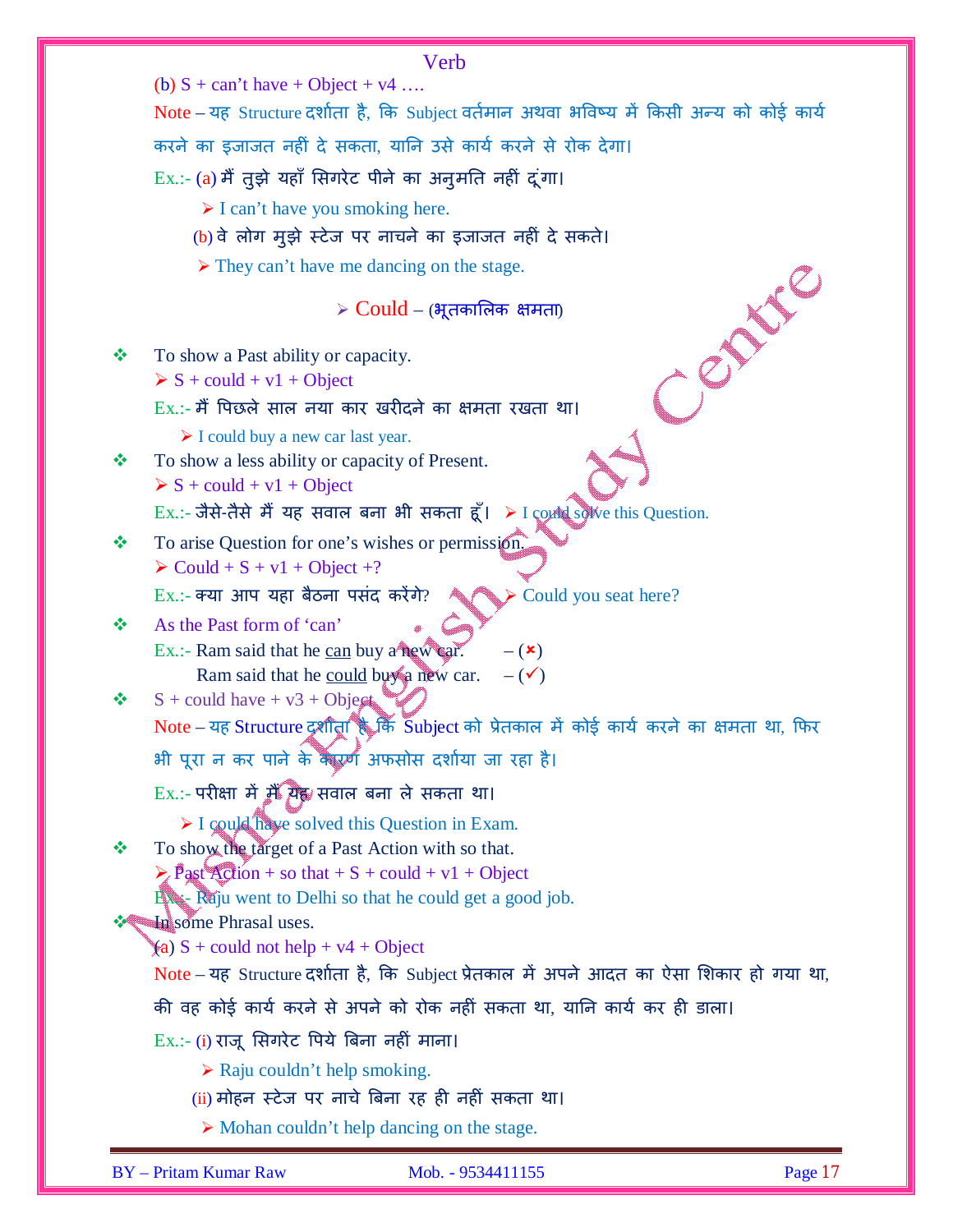(b) S + can't have + Object + v4 ….

Note – यह Structure दर्शाता है, कि Subject वर्तमान अथवा भविष्य में किसी अन्य को कोई कार्य करने का इजाजत नहीं दे सकता, यानि उसे कार्य करने से रोक देगा।

Ex.:- (a) मैं तुझे यहाँ सिगरेट पीने का अनुमति नहीं दूंगा।

➢ I can't have you smoking here.

(b) वे लोग मुझे स्टेज पर नाचने का इजाजत नहीं दे सकते।

➢ They can't have me dancing on the stage.

## ➢ Could – (भूतकालिक क्षमता)

❖ To show a Past ability or capacity.

➢ S + could + v1 + Object

Ex.:- मैं पिछले साल नया कार खरीदने का क्षमता रखता था।

➢ I could buy a new car last year.

❖ To show a less ability or capacity of Present.

➢ S + could + v1 + Object

Ex.:- जैसे-तैसे मैं यह सवाल बना भी सकता हूँ। ➢ I could solve this Question.

❖ To arise Question for one's wishes or permission.

➢ Could + S + v1 + Object +?

Ex.:- क्या आप यहा बैठना पसंद करेंगे? ➢ Could you seat here?

❖ As the Past form of 'can'

Ex.:- Ram said that he can buy a new car. – (×)

Ram said that he could buy a new car. – (✓)

❖ S + could have + v3 + Object

Note – यह Structure दर्शाता है कि Subject को प्रेतकाल में कोई कार्य करने का क्षमता था, फिर भी पूरा न कर पाने के कारण अफसोस दर्शाया जा रहा है।

Ex.:- परीक्षा में मैं यह सवाल बना ले सकता था।

➢ I could have solved this Question in Exam.

❖ To show the target of a Past Action with so that.

➢ Past Action + so that + S + could + v1 + Object

Ex.:- Raju went to Delhi so that he could get a good job.

❖ In some Phrasal uses.

(a) S + could not help + v4 + Object

Note – यह Structure दर्शाता है, कि Subject प्रेतकाल में अपने आदत का ऐसा शिकार हो गया था, की वह कोई कार्य करने से अपने को रोक नहीं सकता था, यानि कार्य कर ही डाला।

Ex.:- (i) राजू सिगरेट पिये बिना नहीं माना।

➢ Raju couldn't help smoking.

(ii) मोहन स्टेज पर नाचे बिना रह ही नहीं सकता था।

➢ Mohan couldn't help dancing on the stage.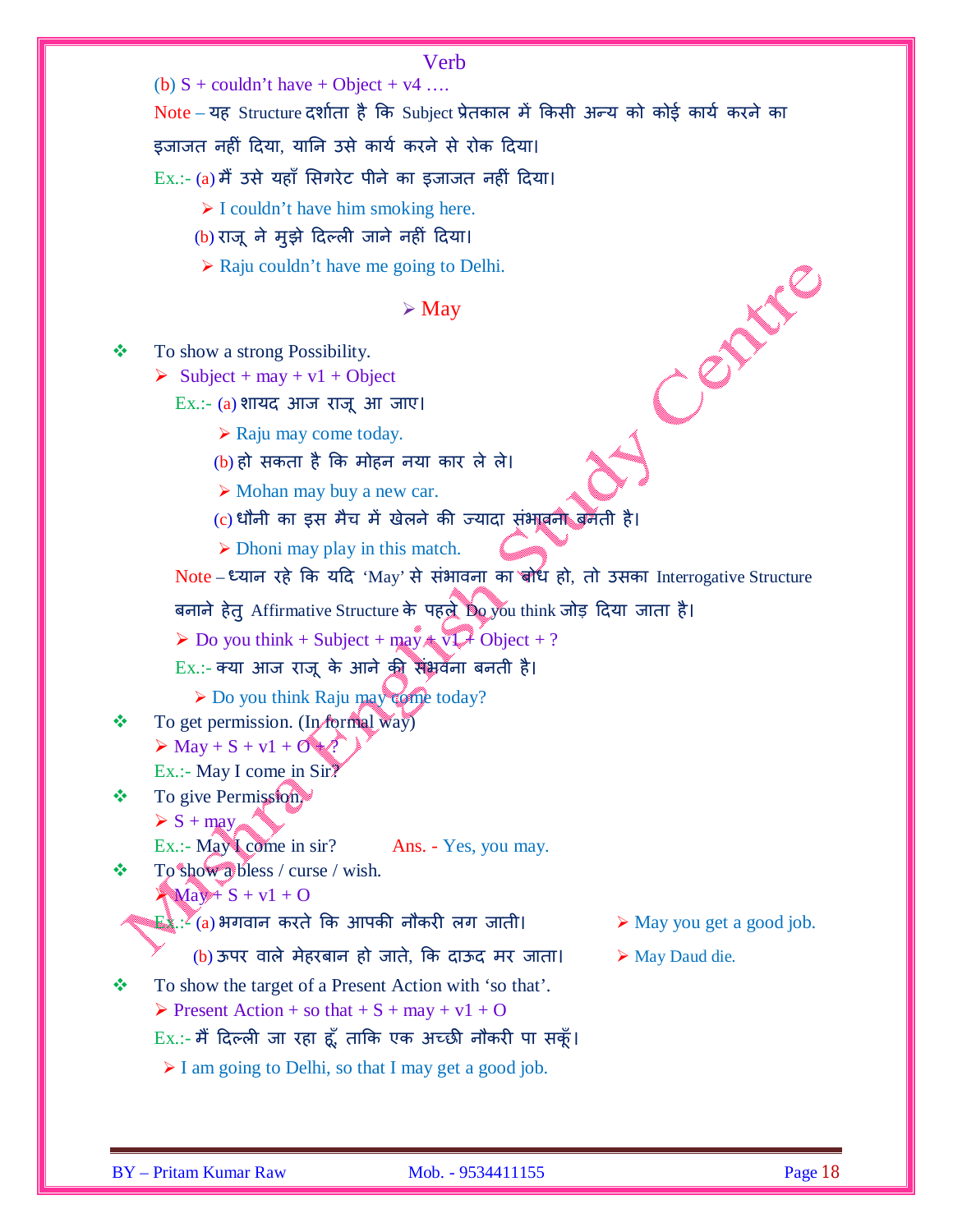(b) S + couldn't have + Object + v4 ….

Note – यह Structure दर्शाता है कि Subject प्रेतकाल में किसी अन्य को कोई कार्य करने का इजाजत नहीं दिया, यानि उसे कार्य करने से रोक दिया।

Ex.:- (a) मैं उसे यहाँ सिगरेट पीने का इजाजत नहीं दिया।

- I couldn't have him smoking here.

(b) राजू ने मुझे दिल्ली जाने नहीं दिया।

- Raju couldn't have me going to Delhi.

## May

❖ To show a strong Possibility.

- Subject + may + v1 + Object

Ex.:- (a) शायद आज राजू आ जाए।

- Raju may come today.

(b) हो सकता है कि मोहन नया कार ले ले।

- Mohan may buy a new car.

(c) धौनी का इस मैच में खेलने की ज्यादा संभावना बनती है।

- Dhoni may play in this match.

Note – ध्यान रहे कि यदि 'May' से संभावना का बोध हो, तो उसका Interrogative Structure बनाने हेतु Affirmative Structure के पहले Do you think जोड़ दिया जाता है।

- Do you think + Subject + may + v1 + Object + ?

Ex.:- क्या आज राजू के आने की संभवना बनती है।

- Do you think Raju may come today?

❖ To get permission. (In formal way)

- May + S + v1 + O + ?

Ex.:- May I come in Sir?

❖ To give Permission.

- S + may

Ex.:- May I come in sir? Ans. - Yes, you may.

❖ To show a bless / curse / wish.

- May + S + v1 + O

Ex.:- (a) भगवान करते कि आपकी नौकरी लग जाती। ➢ May you get a good job.

(b) ऊपर वाले मेहरबान हो जाते, कि दाऊद मर जाता। ➢ May Daud die.

❖ To show the target of a Present Action with 'so that'.

- Present Action + so that + S + may + v1 + O

Ex.:- मैं दिल्ली जा रहा हूँ, ताकि एक अच्छी नौकरी पा सकूँ।

- I am going to Delhi, so that I may get a good job.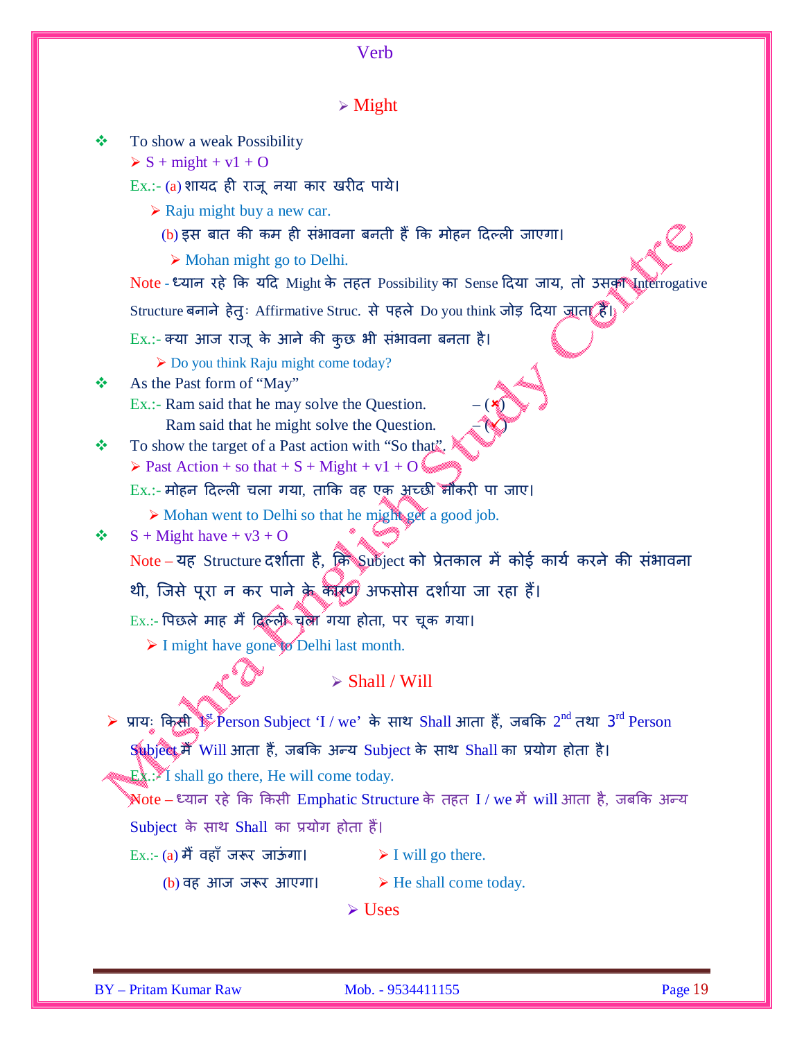## Might

- To show a weak Possibility
  - S + might + v1 + O

Ex.:- (a) शायद ही राजू नया कार खरीद पाये।

- Raju might buy a new car.

(b) इस बात की कम ही संभावना बनती हैं कि मोहन दिल्ली जाएगा।

- Mohan might go to Delhi.

Note - ध्यान रहे कि यदि Might के तहत Possibility का Sense दिया जाय, तो उसका Interrogative Structure बनाने हेतुः Affirmative Struc. से पहले Do you think जोड़ दिया जाता हैं।

Ex.:- क्या आज राजू के आने की कुछ भी संभावना बनता है।

- Do you think Raju might come today?

- As the Past form of "May"

Ex.:- Ram said that he may solve the Question. – (✗)
Ram said that he might solve the Question. – (✓)

- To show the target of a Past action with "So that".
  - Past Action + so that + S + Might + v1 + O

Ex.:- मोहन दिल्ली चला गया, ताकि वह एक अच्छी नौकरी पा जाए।

- Mohan went to Delhi so that he might get a good job.

- S + Might have + v3 + O

Note – यह Structure दर्शाता है, कि Subject को प्रेतकाल में कोई कार्य करने की संभावना थी, जिसे पूरा न कर पाने के कारण अफसोस दर्शाया जा रहा हैं।

Ex.:- पिछले माह मैं दिल्ली चला गया होता, पर चूक गया।

- I might have gone to Delhi last month.

## Shall / Will

- प्रायः किसी 1st Person Subject 'I / we' के साथ Shall आता हैं, जबकि 2nd तथा 3rd Person Subject में Will आता हैं, जबकि अन्य Subject के साथ Shall का प्रयोग होता है।

Ex.:- I shall go there, He will come today.

Note – ध्यान रहे कि किसी Emphatic Structure के तहत I / we में will आता है, जबकि अन्य Subject के साथ Shall का प्रयोग होता हैं।

Ex.:- (a) मैं वहाँ जरूर जाऊंगा। ➢ I will go there.

(b) वह आज जरूर आएगा। ➢ He shall come today.

## Uses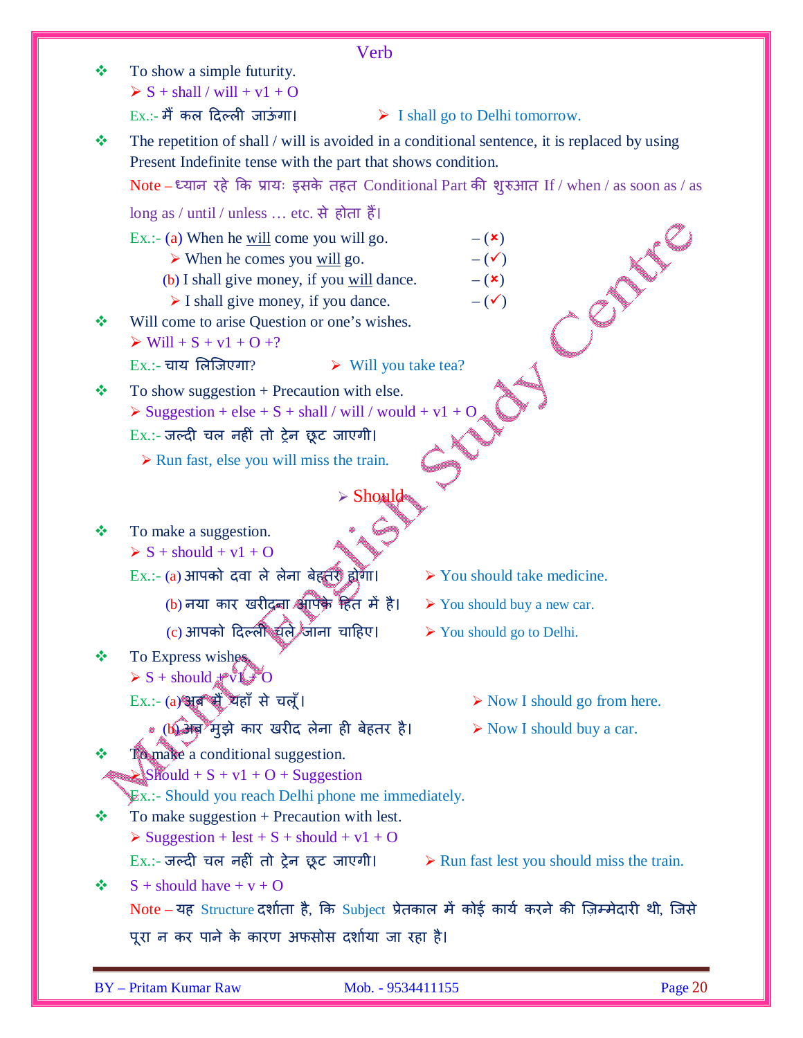## Verb

- To show a simple futurity.
  - ➢ S + shall / will + v1 + O

  Ex.:- मैं कल दिल्ली जाऊंगा। ➢ I shall go to Delhi tomorrow.

- The repetition of shall / will is avoided in a conditional sentence, it is replaced by using Present Indefinite tense with the part that shows condition.

  Note – ध्यान रहे कि प्रायः इसके तहत Conditional Part की शुरुआत If / when / as soon as / as long as / until / unless … etc. से होता हैं।

  Ex.:- (a) When he <u>will</u> come you will go. – (✗)
  ➢ When he comes you <u>will</u> go. – (✓)
  (b) I shall give money, if you <u>will</u> dance. – (✗)
  ➢ I shall give money, if you dance. – (✓)

- Will come to arise Question or one's wishes.
  - ➢ Will + S + v1 + O +?

  Ex.:- चाय लिजिएगा? ➢ Will you take tea?

- To show suggestion + Precaution with else.
  - ➢ Suggestion + else + S + shall / will / would + v1 + O

  Ex.:- जल्दी चल नहीं तो ट्रेन छूट जाएगी।
  ➢ Run fast, else you will miss the train.

### ➢ Should

- To make a suggestion.
  - ➢ S + should + v1 + O

  Ex.:- (a) आपको दवा ले लेना बेहतर होगा। ➢ You should take medicine.
  (b) नया कार खरीदना आपके हित में है। ➢ You should buy a new car.
  (c) आपको दिल्ली चले जाना चाहिए। ➢ You should go to Delhi.

- To Express wishes.
  - ➢ S + should + v1 + O

  Ex.:- (a) अब मैं यहाँ से चलूँ। ➢ Now I should go from here.
  (b) अब मुझे कार खरीद लेना ही बेहतर है। ➢ Now I should buy a car.

- To make a conditional suggestion.
  - ➢ Should + S + v1 + O + Suggestion

  Ex.:- Should you reach Delhi phone me immediately.

- To make suggestion + Precaution with lest.
  - ➢ Suggestion + lest + S + should + v1 + O

  Ex.:- जल्दी चल नहीं तो ट्रेन छूट जाएगी। ➢ Run fast lest you should miss the train.

- S + should have + v + O

  Note – यह Structure दर्शाता है, कि Subject प्रेतकाल में कोई कार्य करने की ज़िम्मेदारी थी, जिसे पूरा न कर पाने के कारण अफसोस दर्शाया जा रहा है।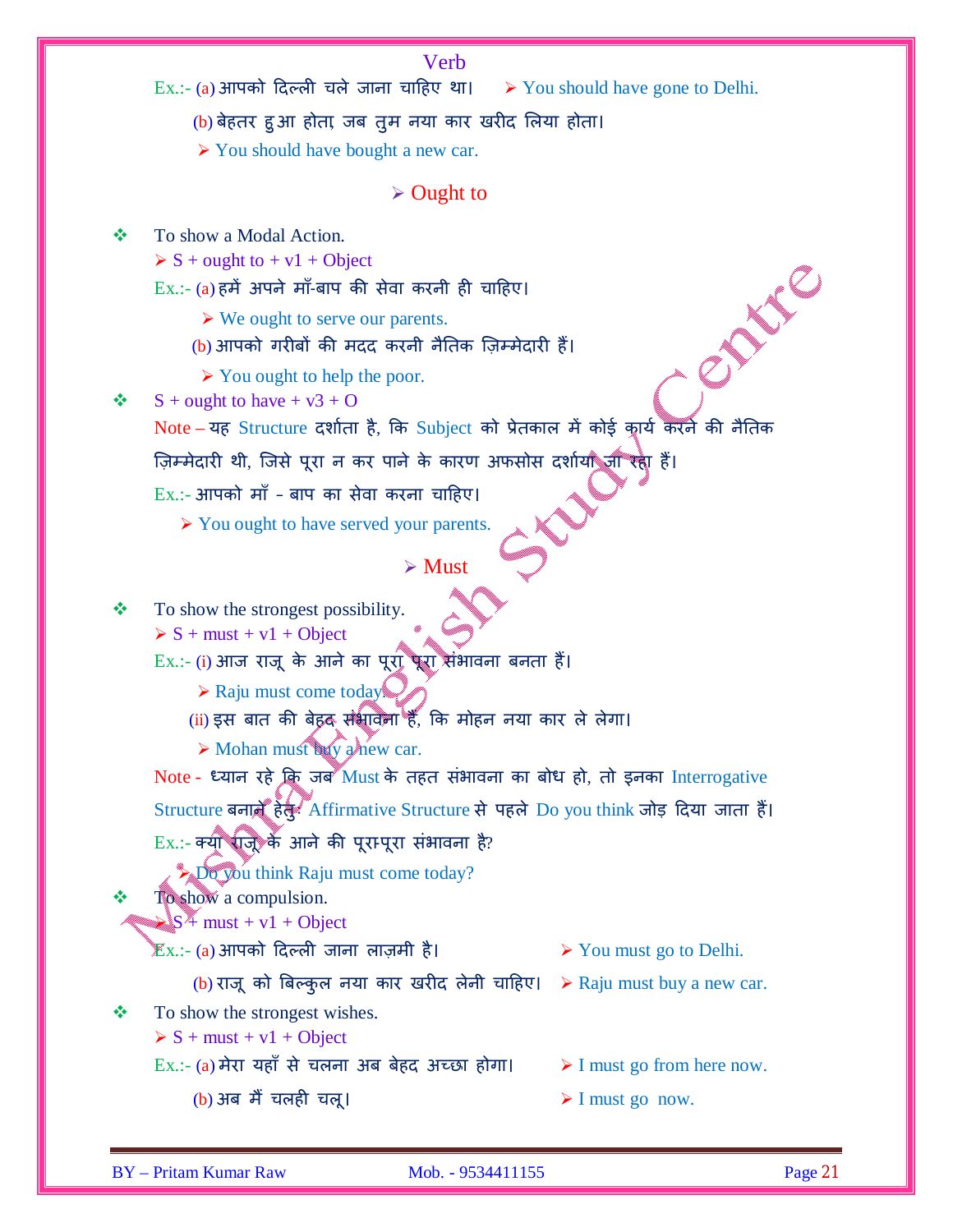Verb

Ex.:- (a) आपको दिल्ली चले जाना चाहिए था। ➢ You should have gone to Delhi.

(b) बेहतर हुआ होता, जब तुम नया कार खरीद लिया होता।

➢ You should have bought a new car.

## ➢ Ought to

❖ To show a Modal Action.

➢ S + ought to + v1 + Object

Ex.:- (a) हमें अपने माँ-बाप की सेवा करनी ही चाहिए।

➢ We ought to serve our parents.

(b) आपको गरीबों की मदद करनी नैतिक ज़िम्मेदारी हैं।

➢ You ought to help the poor.

❖ S + ought to have + v3 + O

Note – यह Structure दर्शाता है, कि Subject को प्रेतकाल में कोई कार्य करने की नैतिक ज़िम्मेदारी थी, जिसे पूरा न कर पाने के कारण अफसोस दर्शाया जा रहा हैं।

Ex.:- आपको माँ - बाप का सेवा करना चाहिए।

➢ You ought to have served your parents.

## ➢ Must

❖ To show the strongest possibility.

➢ S + must + v1 + Object

Ex.:- (i) आज राजू के आने का पूरा पूरा संभावना बनता हैं।

➢ Raju must come today.

(ii) इस बात की बेहद संभावना हैं, कि मोहन नया कार ले लेगा।

➢ Mohan must buy a new car.

Note - ध्यान रहे कि जब Must के तहत संभावना का बोध हो, तो इनका Interrogative Structure बनाने हेतु Affirmative Structure से पहले Do you think जोड़ दिया जाता हैं।

Ex.:- क्या राजू के आने की पूरा-पूरा संभावना है?

➢ Do you think Raju must come today?

❖ To show a compulsion.

➢ S + must + v1 + Object

Ex.:- (a) आपको दिल्ली जाना लाज़मी है। ➢ You must go to Delhi.

(b) राजू को बिल्कुल नया कार खरीद लेनी चाहिए। ➢ Raju must buy a new car.

❖ To show the strongest wishes.

➢ S + must + v1 + Object

Ex.:- (a) मेरा यहाँ से चलना अब बेहद अच्छा होगा। ➢ I must go from here now.

(b) अब मैं चलही चलू। ➢ I must go now.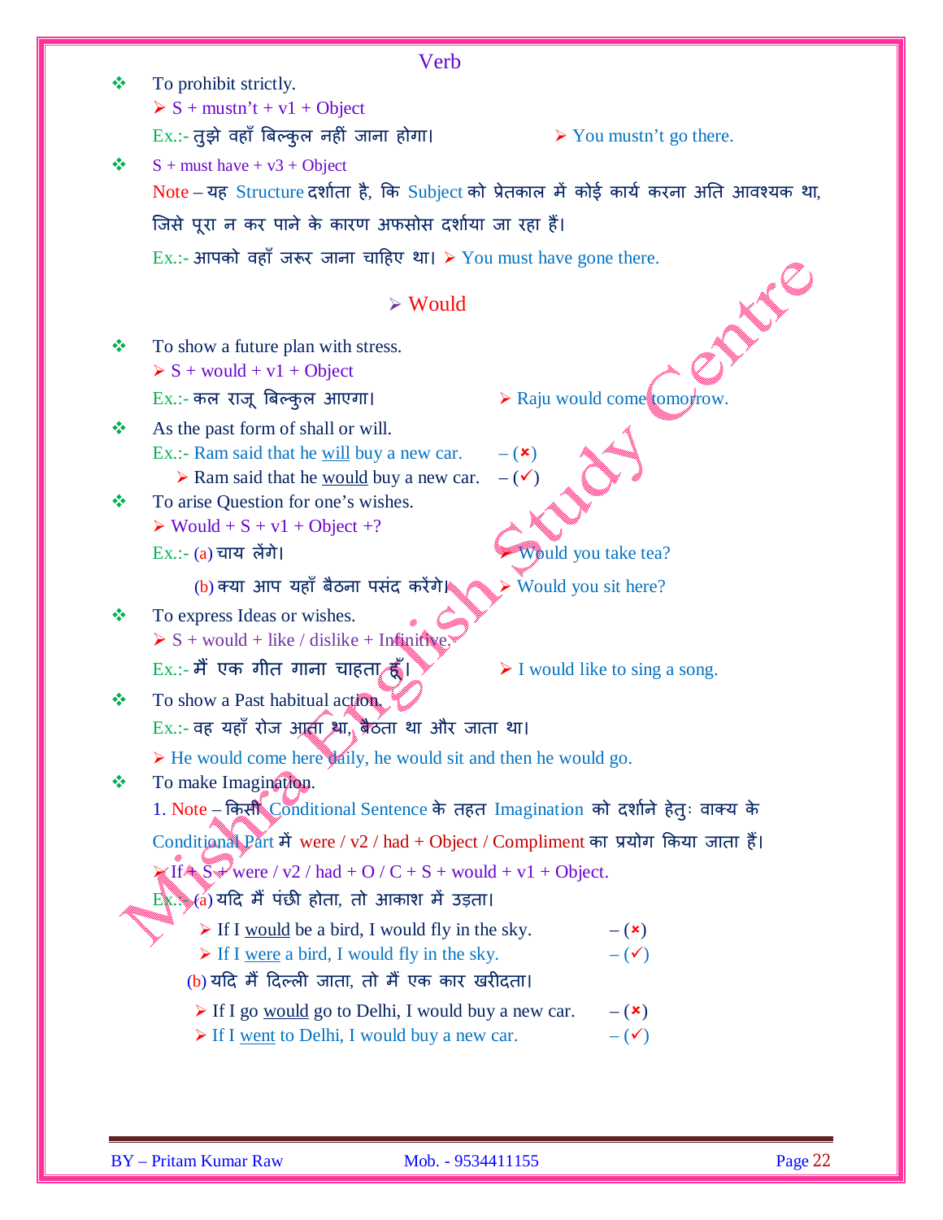## Verb

- To prohibit strictly.
  - ➢ S + mustn't + v1 + Object

  Ex.:- तुझे वहाँ बिल्कुल नहीं जाना होगा। ➢ You mustn't go there.

- S + must have + v3 + Object

  Note – यह Structure दर्शाता है, कि Subject को प्रेतकाल में कोई कार्य करना अति आवश्यक था, जिसे पूरा न कर पाने के कारण अफसोस दर्शाया जा रहा हैं।

  Ex.:- आपको वहाँ जरूर जाना चाहिए था। ➢ You must have gone there.

### ➢ Would

- To show a future plan with stress.
  - ➢ S + would + v1 + Object

  Ex.:- कल राजू बिल्कुल आएगा। ➢ Raju would come tomorrow.

- As the past form of shall or will.

  Ex.:- Ram said that he <u>will</u> buy a new car. – (✗)

  ➢ Ram said that he <u>would</u> buy a new car. – (✓)

- To arise Question for one's wishes.
  - ➢ Would + S + v1 + Object +?

  Ex.:- (a) चाय लेंगे। ➢ Would you take tea?

  (b) क्या आप यहाँ बैठना पसंद करेंगे। ➢ Would you sit here?

- To express Ideas or wishes.
  - ➢ S + would + like / dislike + Infinitive.

  Ex.:- मैं एक गीत गाना चाहता हूँ। ➢ I would like to sing a song.

- To show a Past habitual action.

  Ex.:- वह यहाँ रोज आता था, बैठता था और जाता था।

  ➢ He would come here daily, he would sit and then he would go.

- To make Imagination.

  1. Note – किसी Conditional Sentence के तहत Imagination को दर्शाने हेतुः वाक्य के Conditional Part में were / v2 / had + Object / Compliment का प्रयोग किया जाता हैं।

  ➢ If + S + were / v2 / had + O / C + S + would + v1 + Object.

  Ex.:- (a) यदि मैं पंछी होता, तो आकाश में उड़ता।

  ➢ If I <u>would</u> be a bird, I would fly in the sky. – (✗)

  ➢ If I <u>were</u> a bird, I would fly in the sky. – (✓)

  (b) यदि मैं दिल्ली जाता, तो मैं एक कार खरीदता।

  ➢ If I go <u>would</u> go to Delhi, I would buy a new car. – (✗)

  ➢ If I <u>went</u> to Delhi, I would buy a new car. – (✓)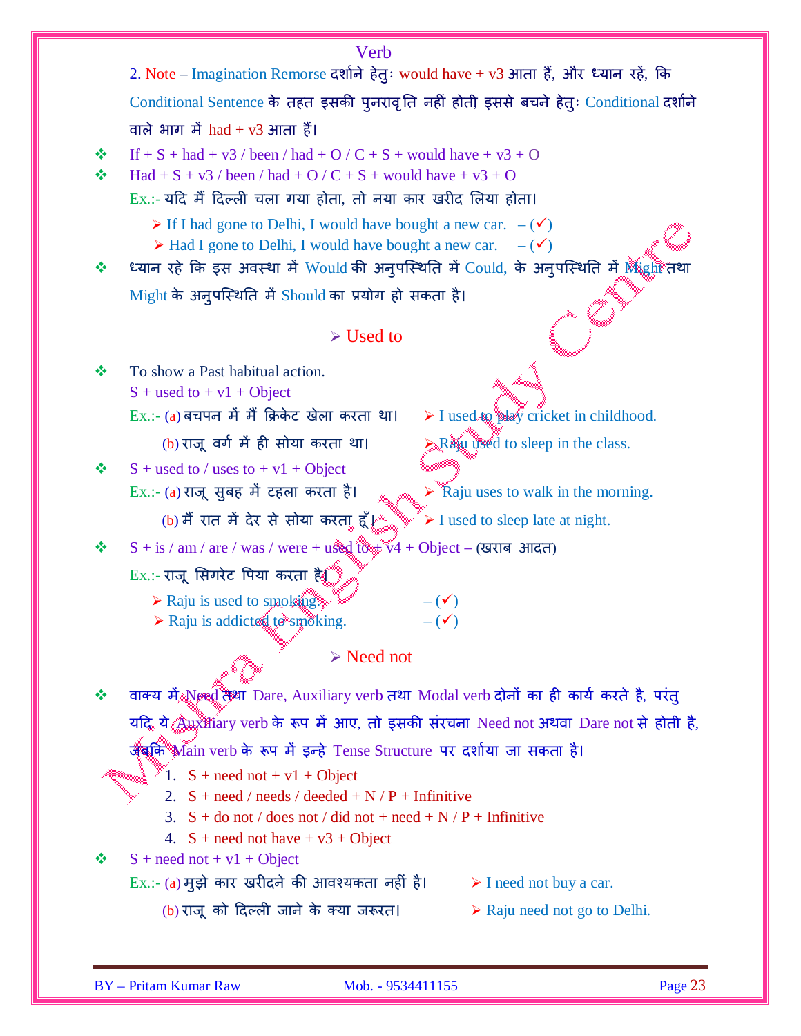## Verb

2. Note – Imagination Remorse दर्शाने हेतुः would have + v3 आता हैं, और ध्यान रहें, कि Conditional Sentence के तहत इसकी पुनरावृति नहीं होती इससे बचने हेतुः Conditional दर्शाने वाले भाग में had + v3 आता हैं।

- If + S + had + v3 / been / had + O / C + S + would have + v3 + O
- Had + S + v3 / been / had + O / C + S + would have + v3 + O

Ex.:- यदि मैं दिल्ली चला गया होता, तो नया कार खरीद लिया होता।

- If I had gone to Delhi, I would have bought a new car. – (✓)
- Had I gone to Delhi, I would have bought a new car. – (✓)

- ध्यान रहे कि इस अवस्था में Would की अनुपस्थिति में Could, के अनुपस्थिति में Might तथा Might के अनुपस्थिति में Should का प्रयोग हो सकता है।

### ➢ Used to

- To show a Past habitual action.
  S + used to + v1 + Object

Ex.:- (a) बचपन में मैं क्रिकेट खेला करता था। ➢ I used to play cricket in childhood.

(b) राजू वर्ग में ही सोया करता था। ➢ Raju used to sleep in the class.

- S + used to / uses to + v1 + Object

Ex.:- (a) राजू सुबह में टहला करता है। ➢ Raju uses to walk in the morning.

(b) मैं रात में देर से सोया करता हूँ। ➢ I used to sleep late at night.

- S + is / am / are / was / were + used to + v4 + Object – (खराब आदत)

Ex.:- राजू सिगरेट पिया करता है।

- Raju is used to smoking. – (✓)
- Raju is addicted to smoking. – (✓)

### ➢ Need not

- वाक्य में Need तथा Dare, Auxiliary verb तथा Modal verb दोनों का ही कार्य करते है, परंतु यदि ये Auxiliary verb के रूप में आए, तो इसकी संरचना Need not अथवा Dare not से होती है, जबकि Main verb के रूप में इन्हे Tense Structure पर दर्शाया जा सकता है।

1. S + need not + v1 + Object
2. S + need / needs / deeded + N / P + Infinitive
3. S + do not / does not / did not + need + N / P + Infinitive
4. S + need not have + v3 + Object

- S + need not + v1 + Object

Ex.:- (a) मुझे कार खरीदने की आवश्यकता नहीं है। ➢ I need not buy a car.

(b) राजू को दिल्ली जाने के क्या जरूरत। ➢ Raju need not go to Delhi.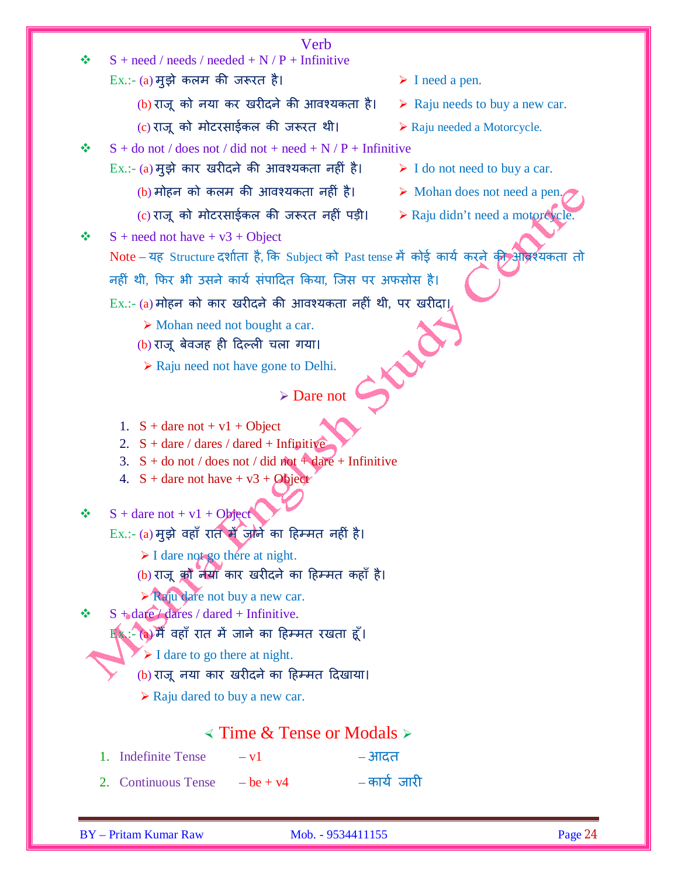# Verb

❖ S + need / needs / needed + N / P + Infinitive

Ex.:- (a) मुझे कलम की जरूरत है। ➢ I need a pen.

(b) राजू को नया कर खरीदने की आवश्यकता है। ➢ Raju needs to buy a new car.

(c) राजू को मोटरसाईकल की जरूरत थी। ➢ Raju needed a Motorcycle.

❖ S + do not / does not / did not + need + N / P + Infinitive

Ex.:- (a) मुझे कार खरीदने की आवश्यकता नहीं है। ➢ I do not need to buy a car.

(b) मोहन को कलम की आवश्यकता नहीं है। ➢ Mohan does not need a pen.

(c) राजू को मोटरसाईकल की जरूरत नहीं पड़ी। ➢ Raju didn't need a motorcycle.

❖ S + need not have + v3 + Object

Note – यह Structure दर्शाता है, कि Subject को Past tense में कोई कार्य करने की आवश्यकता तो नहीं थी, फिर भी उसने कार्य संपादित किया, जिस पर अफसोस है।

Ex.:- (a) मोहन को कार खरीदने की आवश्यकता नहीं थी, पर खरीदा।

➢ Mohan need not bought a car.

(b) राजू बेवजह ही दिल्ली चला गया।

➢ Raju need not have gone to Delhi.

## ➢ Dare not

1. S + dare not + v1 + Object
2. S + dare / dares / dared + Infinitive
3. S + do not / does not / did not + dare + Infinitive
4. S + dare not have + v3 + Object

❖ S + dare not + v1 + Object

Ex.:- (a) मुझे वहाँ रात में जाने का हिम्मत नहीं है।

➢ I dare not go there at night.

(b) राजू को नया कार खरीदने का हिम्मत कहाँ है।

➢ Raju dare not buy a new car.

❖ S + dare / dares / dared + Infinitive.

Ex.:- (a) मैं वहाँ रात में जाने का हिम्मत रखता हूँ।

➢ I dare to go there at night.

(b) राजू नया कार खरीदने का हिम्मत दिखाया।

➢ Raju dared to buy a new car.

## ⮘ Time & Tense or Modals ➢

1. Indefinite Tense – v1 – आदत
2. Continuous Tense – be + v4 – कार्य जारी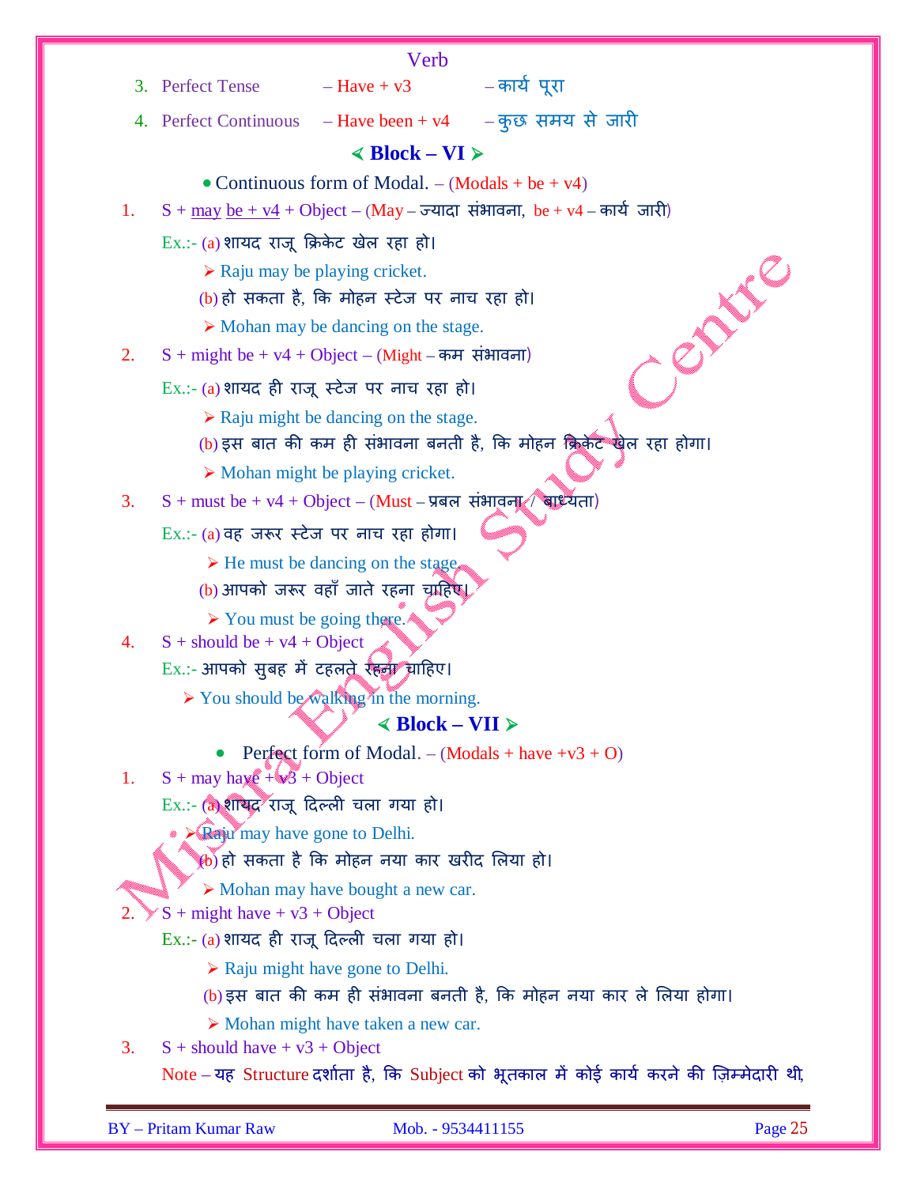Verb

3. Perfect Tense – Have + v3 – कार्य पूरा
4. Perfect Continuous – Have been + v4 – कुछ समय से जारी

## ≺ Block – VI ≻

- Continuous form of Modal. – (Modals + be + v4)

1. S + may be + v4 + Object – (May – ज्यादा संभावना, be + v4 – कार्य जारी)

   Ex.:- (a) शायद राजू क्रिकेट खेल रहा हो।
   - ➢ Raju may be playing cricket.

   (b) हो सकता है, कि मोहन स्टेज पर नाच रहा हो।
   - ➢ Mohan may be dancing on the stage.

2. S + might be + v4 + Object – (Might – कम संभावना)

   Ex.:- (a) शायद ही राजू स्टेज पर नाच रहा हो।
   - ➢ Raju might be dancing on the stage.

   (b) इस बात की कम ही संभावना बनती है, कि मोहन क्रिकेट खेल रहा होगा।
   - ➢ Mohan might be playing cricket.

3. S + must be + v4 + Object – (Must – प्रबल संभावना / बाध्यता)

   Ex.:- (a) वह जरूर स्टेज पर नाच रहा होगा।
   - ➢ He must be dancing on the stage.

   (b) आपको जरूर वहाँ जाते रहना चाहिए।
   - ➢ You must be going there.

4. S + should be + v4 + Object

   Ex.:- आपको सुबह में टहलते रहना चाहिए।
   - ➢ You should be walking in the morning.

## ≺ Block – VII ≻

- Perfect form of Modal. – (Modals + have +v3 + O)

1. S + may have + v3 + Object

   Ex.:- (a) शायद राजू दिल्ली चला गया हो।
   - ➢ Raju may have gone to Delhi.

   (b) हो सकता है कि मोहन नया कार खरीद लिया हो।
   - ➢ Mohan may have bought a new car.

2. S + might have + v3 + Object

   Ex.:- (a) शायद ही राजू दिल्ली चला गया हो।
   - ➢ Raju might have gone to Delhi.

   (b) इस बात की कम ही संभावना बनती है, कि मोहन नया कार ले लिया होगा।
   - ➢ Mohan might have taken a new car.

3. S + should have + v3 + Object

   Note – यह Structure दर्शाता है, कि Subject को भूतकाल में कोई कार्य करने की ज़िम्मेदारी थी,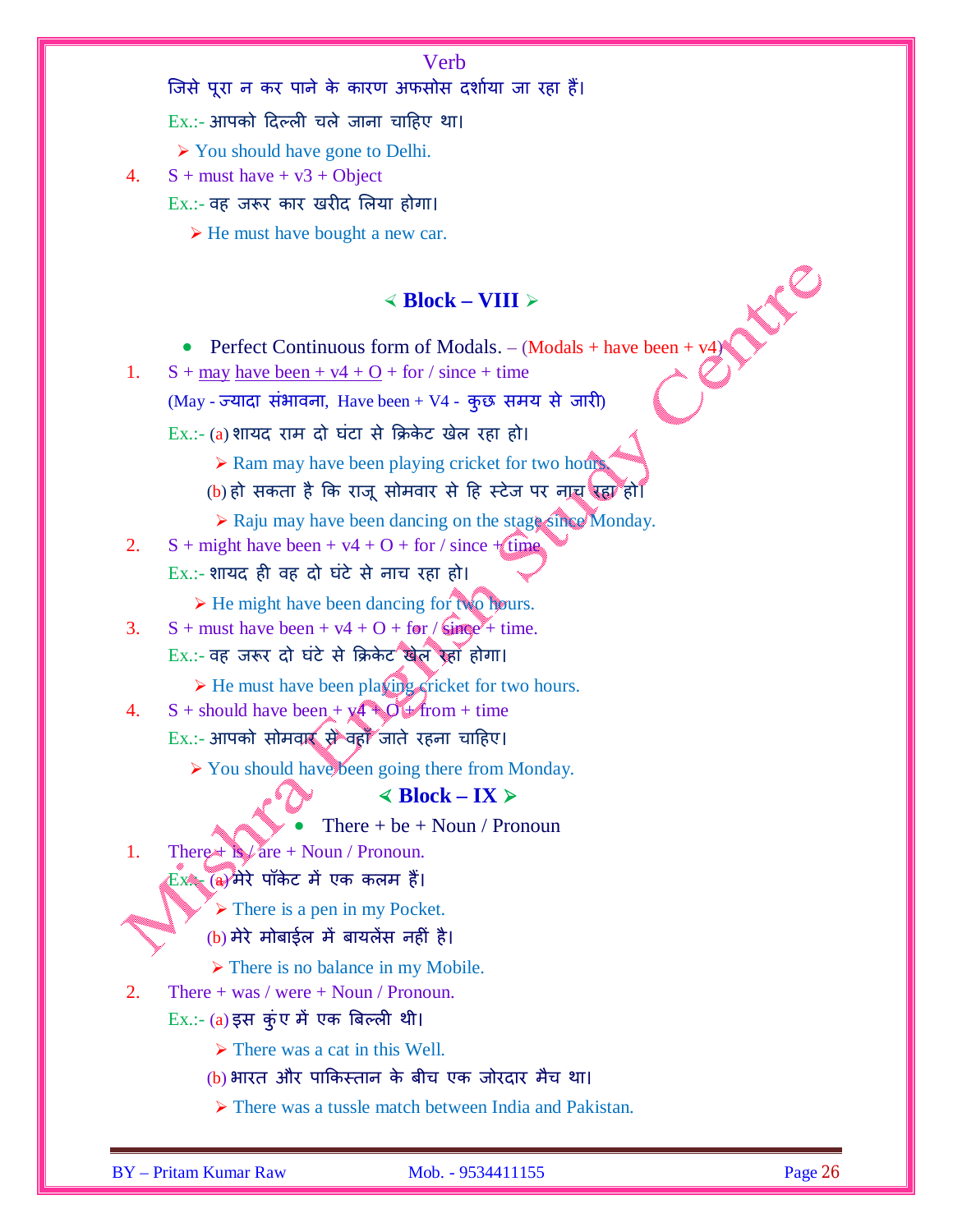जिसे पूरा न कर पाने के कारण अफसोस दर्शाया जा रहा हैं।

Ex.:- आपको दिल्ली चले जाना चाहिए था।

- You should have gone to Delhi.

4. S + must have + v3 + Object

Ex.:- वह जरूर कार खरीद लिया होगा।

- He must have bought a new car.

## ∢ Block – VIII ≻

- Perfect Continuous form of Modals. – (Modals + have been + v4)

1. S + may have been + v4 + O + for / since + time

(May - ज्यादा संभावना, Have been + V4 - कुछ समय से जारी)

Ex.:- (a) शायद राम दो घंटा से क्रिकेट खेल रहा हो।

- Ram may have been playing cricket for two hours.

(b) हो सकता है कि राजू सोमवार से हि स्टेज पर नाच रहा हो।

- Raju may have been dancing on the stage since Monday.

2. S + might have been + v4 + O + for / since + time

Ex.:- शायद ही वह दो घंटे से नाच रहा हो।

- He might have been dancing for two hours.

3. S + must have been + v4 + O + for / since + time.

Ex.:- वह जरूर दो घंटे से क्रिकेट खेल रहा होगा।

- He must have been playing cricket for two hours.

4. S + should have been + v4 + O + from + time

Ex.:- आपको सोमवार से वहाँ जाते रहना चाहिए।

- You should have been going there from Monday.

## ∢ Block – IX ≻

- There + be + Noun / Pronoun

1. There + is / are + Noun / Pronoun.

Ex.:- (a) मेरे पॉकेट में एक कलम हैं।

- There is a pen in my Pocket.

(b) मेरे मोबाईल में बायलेंस नहीं है।

- There is no balance in my Mobile.

2. There + was / were + Noun / Pronoun.

Ex.:- (a) इस कुंए में एक बिल्ली थी।

- There was a cat in this Well.

(b) भारत और पाकिस्तान के बीच एक जोरदार मैच था।

- There was a tussle match between India and Pakistan.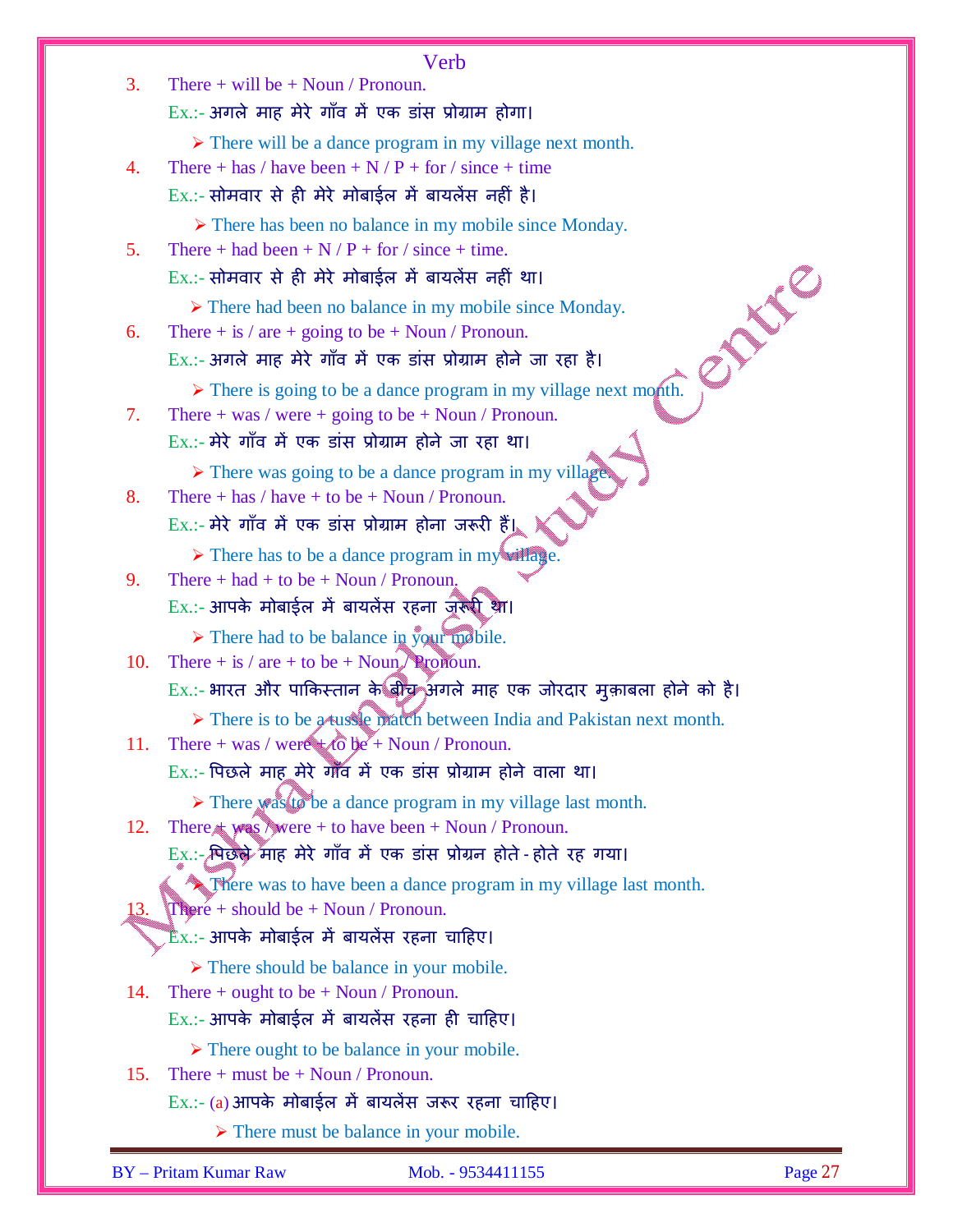## Verb

3. There + will be + Noun / Pronoun.

   Ex.:- अगले माह मेरे गाँव में एक डांस प्रोग्राम होगा।

   ➢ There will be a dance program in my village next month.

4. There + has / have been + N / P + for / since + time

   Ex.:- सोमवार से ही मेरे मोबाईल में बायलेंस नहीं है।

   ➢ There has been no balance in my mobile since Monday.

5. There + had been + N / P + for / since + time.

   Ex.:- सोमवार से ही मेरे मोबाईल में बायलेंस नहीं था।

   ➢ There had been no balance in my mobile since Monday.

6. There + is / are + going to be + Noun / Pronoun.

   Ex.:- अगले माह मेरे गाँव में एक डांस प्रोग्राम होने जा रहा है।

   ➢ There is going to be a dance program in my village next month.

7. There + was / were + going to be + Noun / Pronoun.

   Ex.:- मेरे गाँव में एक डांस प्रोग्राम होने जा रहा था।

   ➢ There was going to be a dance program in my village.

8. There + has / have + to be + Noun / Pronoun.

   Ex.:- मेरे गाँव में एक डांस प्रोग्राम होना जरूरी हैं।

   ➢ There has to be a dance program in my village.

9. There + had + to be + Noun / Pronoun.

   Ex.:- आपके मोबाईल में बायलेंस रहना जरूरी था।

   ➢ There had to be balance in your mobile.

10. There + is / are + to be + Noun / Pronoun.

    Ex.:- भारत और पाकिस्तान के बीच अगले माह एक जोरदार मुक़ाबला होने को है।

    ➢ There is to be a tussle match between India and Pakistan next month.

11. There + was / were + to be + Noun / Pronoun.

    Ex.:- पिछले माह मेरे गाँव में एक डांस प्रोग्राम होने वाला था।

    ➢ There was to be a dance program in my village last month.

12. There + was / were + to have been + Noun / Pronoun.

    Ex.:- पिछले माह मेरे गाँव में एक डांस प्रोग्रन होते-होते रह गया।

    ➢ There was to have been a dance program in my village last month.

13. There + should be + Noun / Pronoun.

    Ex.:- आपके मोबाईल में बायलेंस रहना चाहिए।

    ➢ There should be balance in your mobile.

14. There + ought to be + Noun / Pronoun.

    Ex.:- आपके मोबाईल में बायलेंस रहना ही चाहिए।

    ➢ There ought to be balance in your mobile.

15. There + must be + Noun / Pronoun.

    Ex.:- (a) आपके मोबाईल में बायलेंस जरूर रहना चाहिए।

    ➢ There must be balance in your mobile.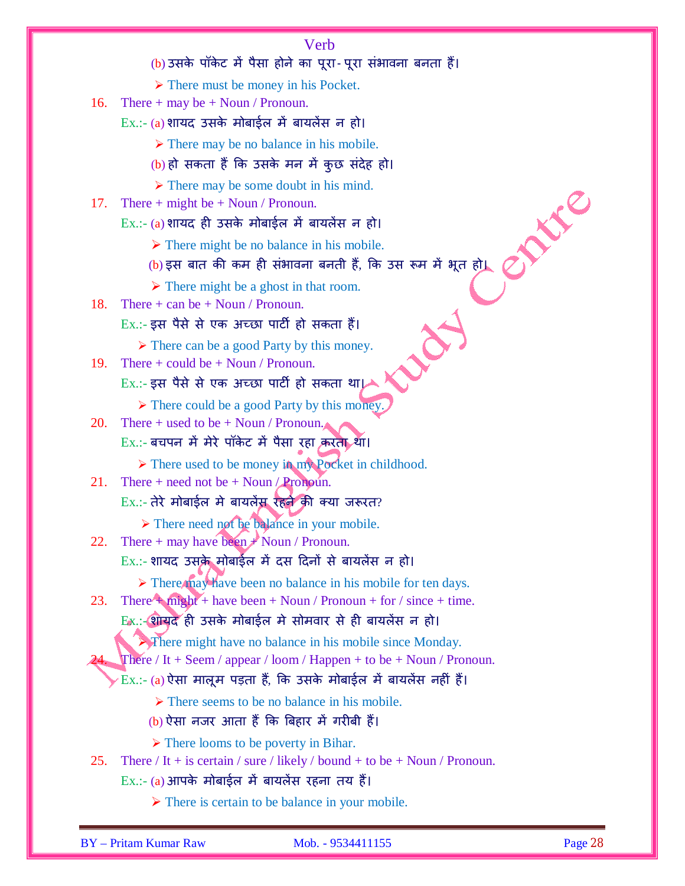(b) उसके पॉकेट में पैसा होने का पूरा-पूरा संभावना बनता हैं।

- There must be money in his Pocket.

16. There + may be + Noun / Pronoun.

Ex.:- (a) शायद उसके मोबाईल में बायलेंस न हो।

- There may be no balance in his mobile.

(b) हो सकता हैं कि उसके मन में कुछ संदेह हो।

- There may be some doubt in his mind.

17. There + might be + Noun / Pronoun.

Ex.:- (a) शायद ही उसके मोबाईल में बायलेंस न हो।

- There might be no balance in his mobile.

(b) इस बात की कम ही संभावना बनती हैं, कि उस रूम में भूत हो।

- There might be a ghost in that room.

18. There + can be + Noun / Pronoun.

Ex.:- इस पैसे से एक अच्छा पार्टी हो सकता हैं।

- There can be a good Party by this money.

19. There + could be + Noun / Pronoun.

Ex.:- इस पैसे से एक अच्छा पार्टी हो सकता था।

- There could be a good Party by this money.

20. There + used to be + Noun / Pronoun.

Ex.:- बचपन में मेरे पॉकेट में पैसा रहा करता था।

- There used to be money in my Pocket in childhood.

21. There + need not be + Noun / Pronoun.

Ex.:- तेरे मोबाईल मे बायलेंस रहने की क्या जरूरत?

- There need not be balance in your mobile.

22. There + may have been + Noun / Pronoun.

Ex.:- शायद उसके मोबाईल में दस दिनों से बायलेंस न हो।

- There may have been no balance in his mobile for ten days.

23. There + might + have been + Noun / Pronoun + for / since + time.

Ex.:- शायद ही उसके मोबाईल मे सोमवार से ही बायलेंस न हो।

- There might have no balance in his mobile since Monday.

24. There / It + Seem / appear / loom / Happen + to be + Noun / Pronoun.

Ex.:- (a) ऐसा मालूम पड़ता हैं, कि उसके मोबाईल में बायलेंस नहीं हैं।

- There seems to be no balance in his mobile.

(b) ऐसा नजर आता हैं कि बिहार में गरीबी हैं।

- There looms to be poverty in Bihar.

25. There / It + is certain / sure / likely / bound + to be + Noun / Pronoun.

Ex.:- (a) आपके मोबाईल में बायलेंस रहना तय हैं।

- There is certain to be balance in your mobile.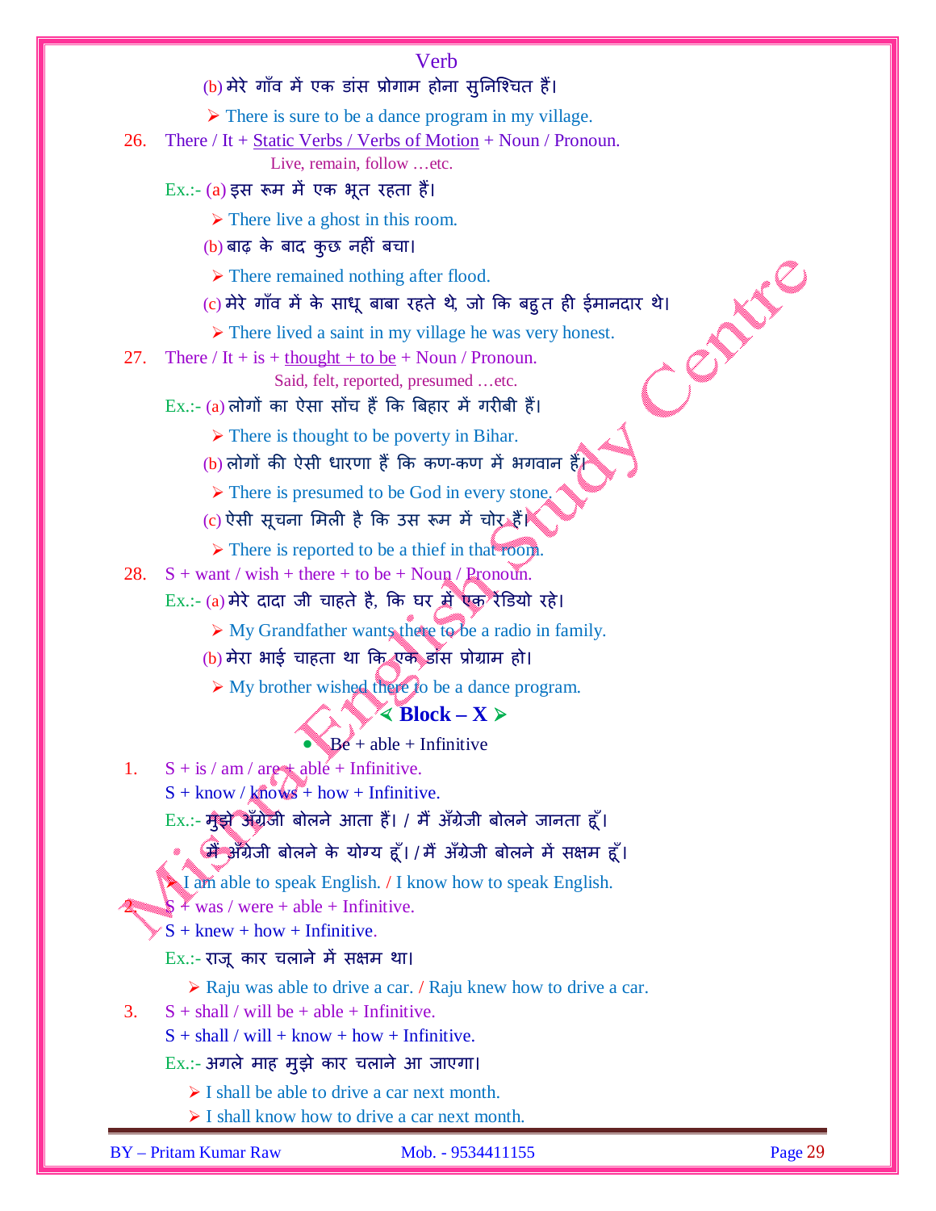(b) मेरे गाँव में एक डांस प्रोगाम होना सुनिश्चित हैं।

➢ There is sure to be a dance program in my village.

26. There / It + Static Verbs / Verbs of Motion + Noun / Pronoun.

Live, remain, follow …etc.

Ex.:- (a) इस रूम में एक भूत रहता हैं।

➢ There live a ghost in this room.

(b) बाढ़ के बाद कुछ नहीं बचा।

➢ There remained nothing after flood.

(c) मेरे गाँव में के साधू बाबा रहते थे, जो कि बहुत ही ईमानदार थे।

➢ There lived a saint in my village he was very honest.

27. There / It + is + thought + to be + Noun / Pronoun.

Said, felt, reported, presumed …etc.

Ex.:- (a) लोगों का ऐसा सोंच हैं कि बिहार में गरीबी हैं।

➢ There is thought to be poverty in Bihar.

(b) लोगों की ऐसी धारणा हैं कि कण-कण में भगवान हैं।

➢ There is presumed to be God in every stone.

(c) ऐसी सूचना मिली है कि उस रूम में चोर हैं।

➢ There is reported to be a thief in that room.

28. S + want / wish + there + to be + Noun / Pronoun.

Ex.:- (a) मेरे दादा जी चाहते है, कि घर में एक रेडियो रहे।

➢ My Grandfather wants there to be a radio in family.

(b) मेरा भाई चाहता था कि एक डांस प्रोग्राम हो।

➢ My brother wished there to be a dance program.

## ≺ Block – X ≻

- Be + able + Infinitive

1. S + is / am / are + able + Infinitive.

S + know / knows + how + Infinitive.

Ex.:- मुझे अँग्रेजी बोलने आता हैं। / मैं अँग्रेजी बोलने जानता हूँ।

- मैं अँग्रेजी बोलने के योग्य हूँ। / मैं अँग्रेजी बोलने में सक्षम हूँ।

➢ I am able to speak English. / I know how to speak English.

2. S + was / were + able + Infinitive.

S + knew + how + Infinitive.

Ex.:- राजू कार चलाने में सक्षम था।

➢ Raju was able to drive a car. / Raju knew how to drive a car.

3. S + shall / will be + able + Infinitive.

S + shall / will + know + how + Infinitive.

Ex.:- अगले माह मुझे कार चलाने आ जाएगा।

➢ I shall be able to drive a car next month.

➢ I shall know how to drive a car next month.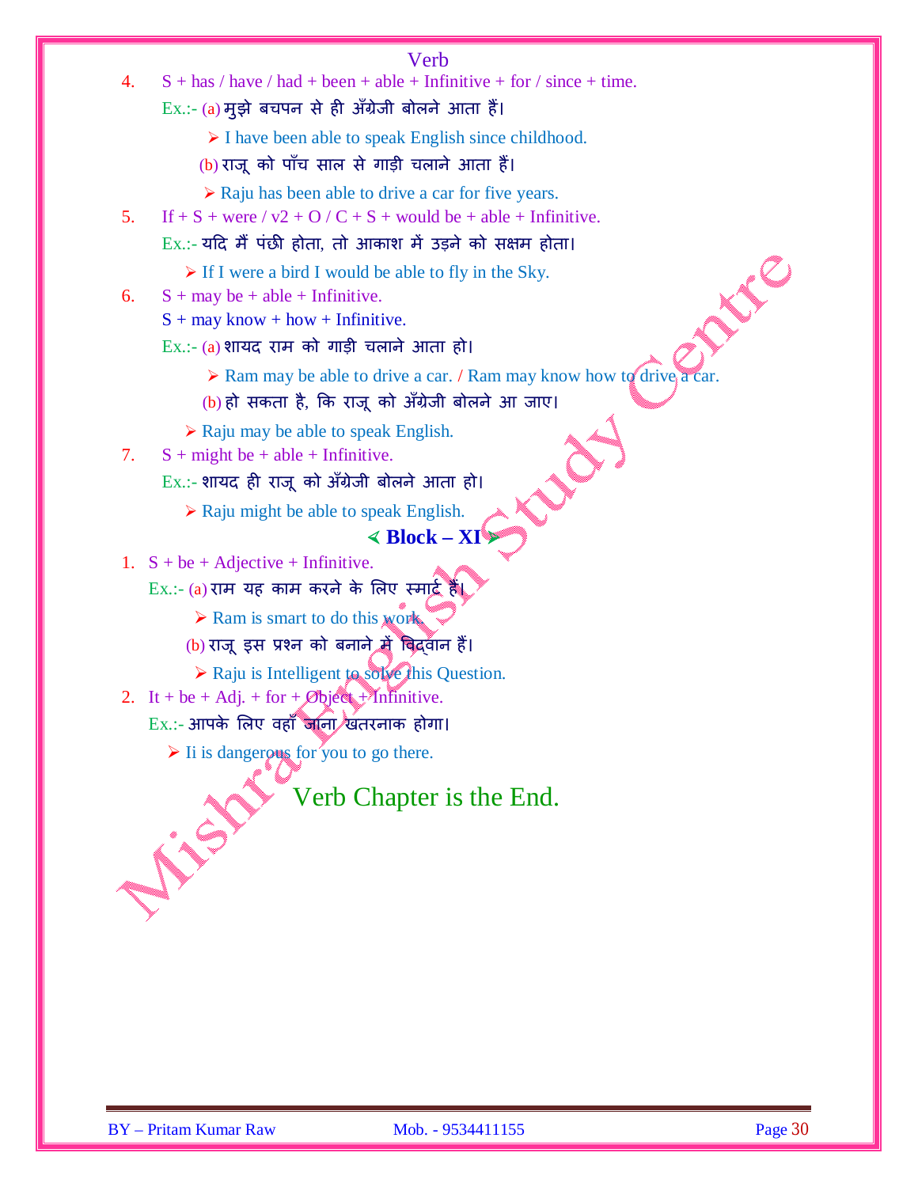4. S + has / have / had + been + able + Infinitive + for / since + time.

   Ex.:- (a) मुझे बचपन से ही अँग्रेजी बोलने आता हैं।

   - I have been able to speak English since childhood.

   (b) राजू को पाँच साल से गाड़ी चलाने आता हैं।

   - Raju has been able to drive a car for five years.

5. If + S + were / v2 + O / C + S + would be + able + Infinitive.

   Ex.:- यदि मैं पंछी होता, तो आकाश में उड़ने को सक्षम होता।

   - If I were a bird I would be able to fly in the Sky.

6. S + may be + able + Infinitive.

   S + may know + how + Infinitive.

   Ex.:- (a) शायद राम को गाड़ी चलाने आता हो।

   - Ram may be able to drive a car. / Ram may know how to drive a car.

   (b) हो सकता है, कि राजू को अँग्रेजी बोलने आ जाए।

   - Raju may be able to speak English.

7. S + might be + able + Infinitive.

   Ex.:- शायद ही राजू को अँग्रेजी बोलने आता हो।

   - Raju might be able to speak English.

## < Block – XI >

1. S + be + Adjective + Infinitive.

   Ex.:- (a) राम यह काम करने के लिए स्मार्ट हैं।

   - Ram is smart to do this work.

   (b) राजू इस प्रश्न को बनाने में बिद्‌वान हैं।

   - Raju is Intelligent to solve this Question.

2. It + be + Adj. + for + Object + Infinitive.

   Ex.:- आपके लिए वहाँ जाना खतरनाक होगा।

   - Ii is dangerous for you to go there.

## Verb Chapter is the End.